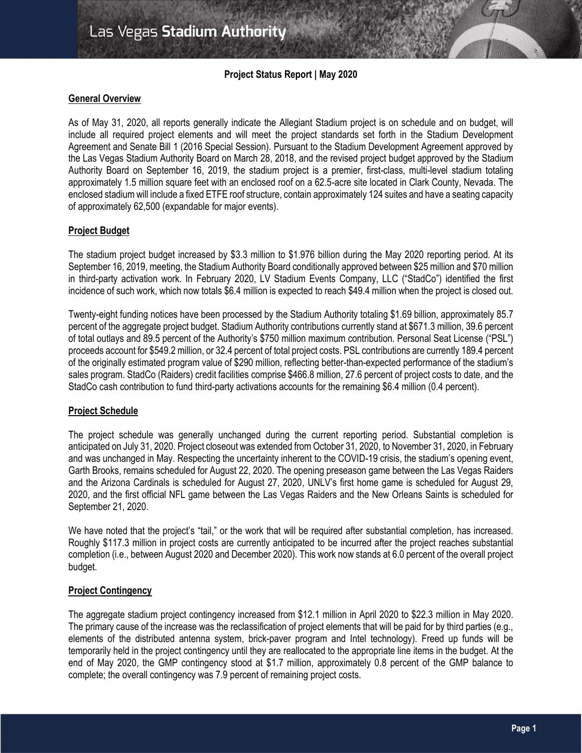# Las Vegas Stadium Authority

**Project Status Report | May 2020**

## General Overview

As of May 31, 2020, all reports generally indicate the Allegiant Stadium project is on schedule and on budget, will include all required project elements and will meet the project standards set forth in the Stadium Development Agreement and Senate Bill 1 (2016 Special Session). Pursuant to the Stadium Development Agreement approved by the Las Vegas Stadium Authority Board on March 28, 2018, and the revised project budget approved by the Stadium Authority Board on September 16, 2019, the stadium project is a premier, first-class, multi-level stadium totaling approximately 1.5 million square feet with an enclosed roof on a 62.5-acre site located in Clark County, Nevada. The enclosed stadium will include a fixed ETFE roof structure, contain approximately 124 suites and have a seating capacity of approximately 62,500 (expandable for major events).

## Project Budget

The stadium project budget increased by $3.3 million to $1.976 billion during the May 2020 reporting period. At its September 16, 2019, meeting, the Stadium Authority Board conditionally approved between $25 million and $70 million in third-party activation work. In February 2020, LV Stadium Events Company, LLC ("StadCo") identified the first incidence of such work, which now totals $6.4 million is expected to reach $49.4 million when the project is closed out.

Twenty-eight funding notices have been processed by the Stadium Authority totaling $1.69 billion, approximately 85.7 percent of the aggregate project budget. Stadium Authority contributions currently stand at $671.3 million, 39.6 percent of total outlays and 89.5 percent of the Authority's $750 million maximum contribution. Personal Seat License ("PSL") proceeds account for $549.2 million, or 32.4 percent of total project costs. PSL contributions are currently 189.4 percent of the originally estimated program value of $290 million, reflecting better-than-expected performance of the stadium's sales program. StadCo (Raiders) credit facilities comprise $466.8 million, 27.6 percent of project costs to date, and the StadCo cash contribution to fund third-party activations accounts for the remaining $6.4 million (0.4 percent).

## Project Schedule

The project schedule was generally unchanged during the current reporting period. Substantial completion is anticipated on July 31, 2020. Project closeout was extended from October 31, 2020, to November 31, 2020, in February and was unchanged in May. Respecting the uncertainty inherent to the COVID-19 crisis, the stadium's opening event, Garth Brooks, remains scheduled for August 22, 2020. The opening preseason game between the Las Vegas Raiders and the Arizona Cardinals is scheduled for August 27, 2020, UNLV's first home game is scheduled for August 29, 2020, and the first official NFL game between the Las Vegas Raiders and the New Orleans Saints is scheduled for September 21, 2020.

We have noted that the project's "tail," or the work that will be required after substantial completion, has increased. Roughly $117.3 million in project costs are currently anticipated to be incurred after the project reaches substantial completion (i.e., between August 2020 and December 2020). This work now stands at 6.0 percent of the overall project budget.

## Project Contingency

The aggregate stadium project contingency increased from $12.1 million in April 2020 to $22.3 million in May 2020. The primary cause of the increase was the reclassification of project elements that will be paid for by third parties (e.g., elements of the distributed antenna system, brick-paver program and Intel technology). Freed up funds will be temporarily held in the project contingency until they are reallocated to the appropriate line items in the budget. At the end of May 2020, the GMP contingency stood at $1.7 million, approximately 0.8 percent of the GMP balance to complete; the overall contingency was 7.9 percent of remaining project costs.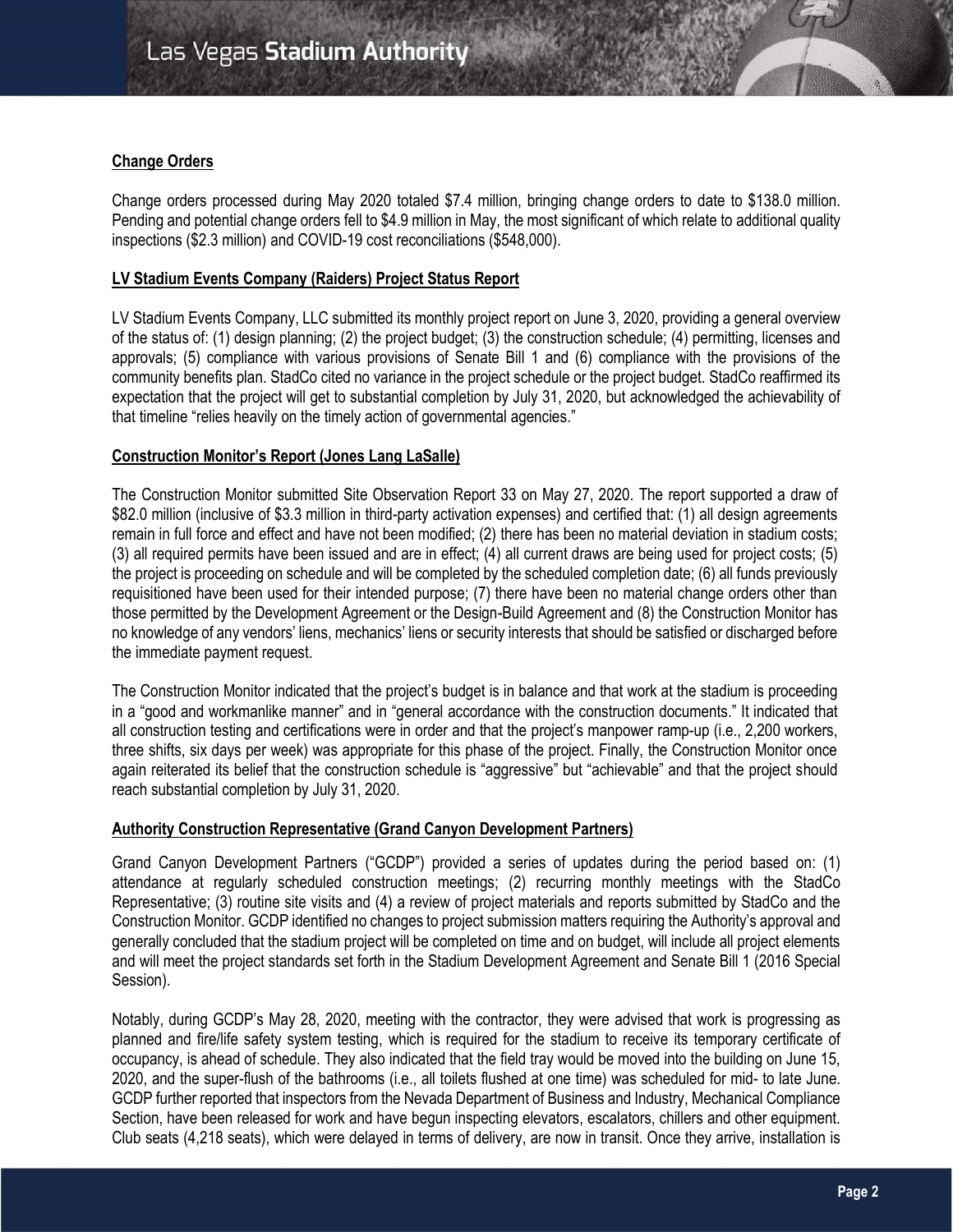**Change Orders**

Change orders processed during May 2020 totaled $7.4 million, bringing change orders to date to $138.0 million. Pending and potential change orders fell to $4.9 million in May, the most significant of which relate to additional quality inspections ($2.3 million) and COVID-19 cost reconciliations ($548,000).

**LV Stadium Events Company (Raiders) Project Status Report**

LV Stadium Events Company, LLC submitted its monthly project report on June 3, 2020, providing a general overview of the status of: (1) design planning; (2) the project budget; (3) the construction schedule; (4) permitting, licenses and approvals; (5) compliance with various provisions of Senate Bill 1 and (6) compliance with the provisions of the community benefits plan. StadCo cited no variance in the project schedule or the project budget. StadCo reaffirmed its expectation that the project will get to substantial completion by July 31, 2020, but acknowledged the achievability of that timeline "relies heavily on the timely action of governmental agencies."

**Construction Monitor's Report (Jones Lang LaSalle)**

The Construction Monitor submitted Site Observation Report 33 on May 27, 2020. The report supported a draw of $82.0 million (inclusive of $3.3 million in third-party activation expenses) and certified that: (1) all design agreements remain in full force and effect and have not been modified; (2) there has been no material deviation in stadium costs; (3) all required permits have been issued and are in effect; (4) all current draws are being used for project costs; (5) the project is proceeding on schedule and will be completed by the scheduled completion date; (6) all funds previously requisitioned have been used for their intended purpose; (7) there have been no material change orders other than those permitted by the Development Agreement or the Design-Build Agreement and (8) the Construction Monitor has no knowledge of any vendors' liens, mechanics' liens or security interests that should be satisfied or discharged before the immediate payment request.

The Construction Monitor indicated that the project's budget is in balance and that work at the stadium is proceeding in a "good and workmanlike manner" and in "general accordance with the construction documents." It indicated that all construction testing and certifications were in order and that the project's manpower ramp-up (i.e., 2,200 workers, three shifts, six days per week) was appropriate for this phase of the project. Finally, the Construction Monitor once again reiterated its belief that the construction schedule is "aggressive" but "achievable" and that the project should reach substantial completion by July 31, 2020.

**Authority Construction Representative (Grand Canyon Development Partners)**

Grand Canyon Development Partners ("GCDP") provided a series of updates during the period based on: (1) attendance at regularly scheduled construction meetings; (2) recurring monthly meetings with the StadCo Representative; (3) routine site visits and (4) a review of project materials and reports submitted by StadCo and the Construction Monitor. GCDP identified no changes to project submission matters requiring the Authority's approval and generally concluded that the stadium project will be completed on time and on budget, will include all project elements and will meet the project standards set forth in the Stadium Development Agreement and Senate Bill 1 (2016 Special Session).

Notably, during GCDP's May 28, 2020, meeting with the contractor, they were advised that work is progressing as planned and fire/life safety system testing, which is required for the stadium to receive its temporary certificate of occupancy, is ahead of schedule. They also indicated that the field tray would be moved into the building on June 15, 2020, and the super-flush of the bathrooms (i.e., all toilets flushed at one time) was scheduled for mid- to late June. GCDP further reported that inspectors from the Nevada Department of Business and Industry, Mechanical Compliance Section, have been released for work and have begun inspecting elevators, escalators, chillers and other equipment. Club seats (4,218 seats), which were delayed in terms of delivery, are now in transit. Once they arrive, installation is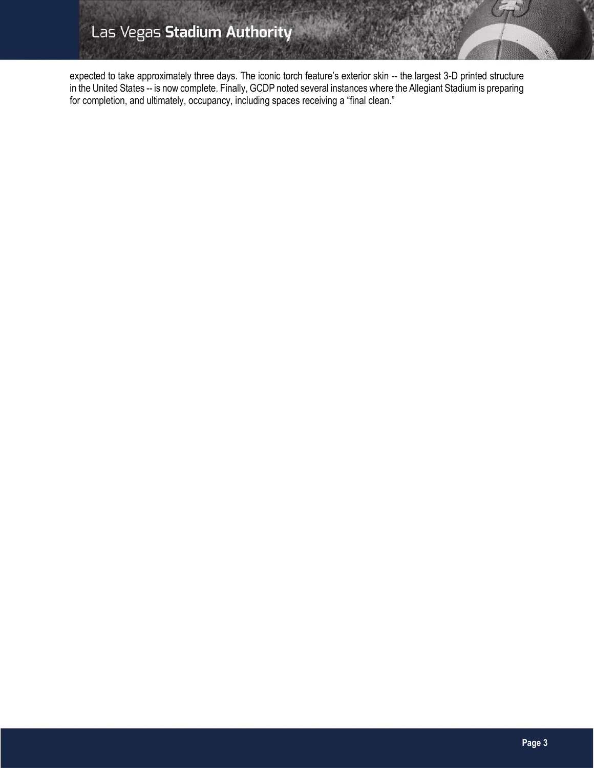expected to take approximately three days. The iconic torch feature's exterior skin -- the largest 3-D printed structure in the United States -- is now complete. Finally, GCDP noted several instances where the Allegiant Stadium is preparing for completion, and ultimately, occupancy, including spaces receiving a "final clean."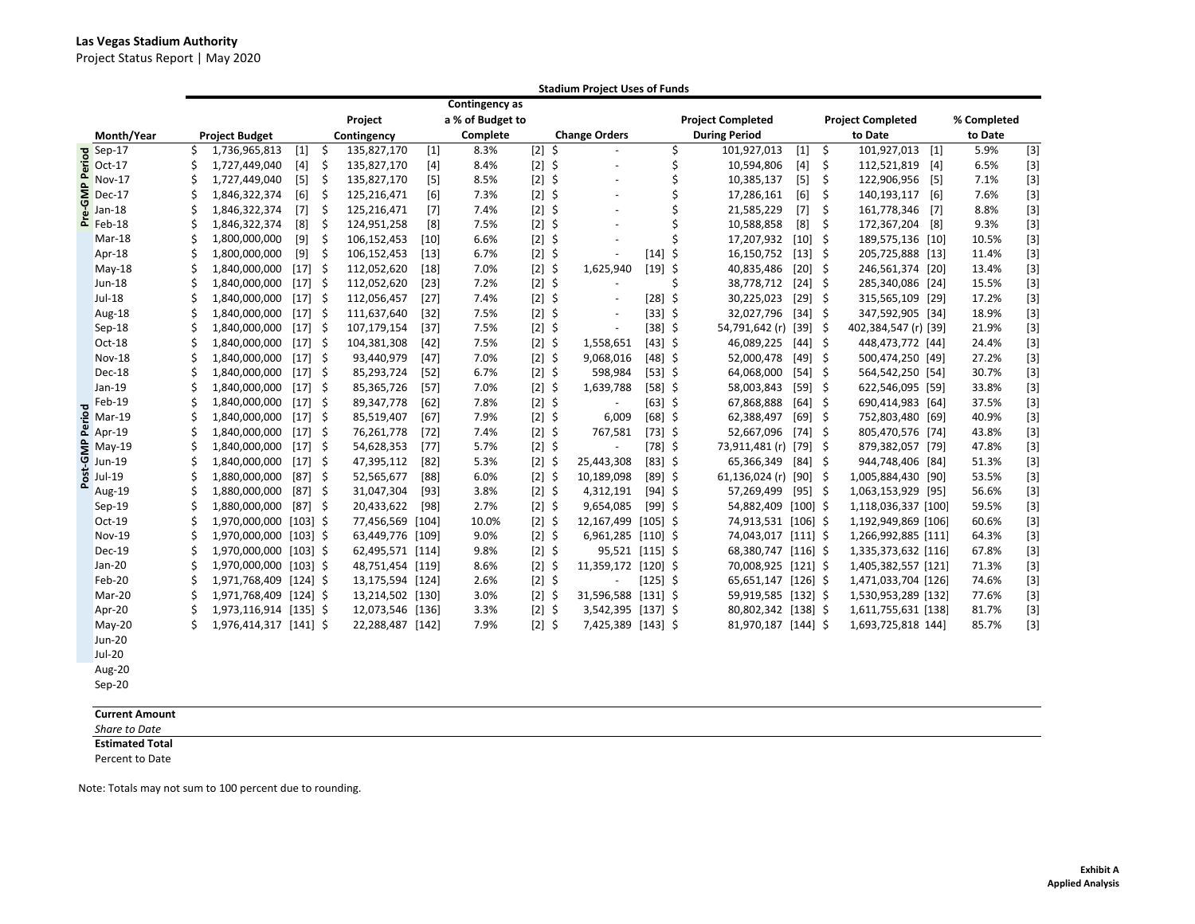**Las Vegas Stadium Authority**

Project Status Report | May 2020

| | | Stadium Project Uses of Funds | | | | | | |
|---|---|---|---|---|---|---|---|---|
| Period | Month/Year | Project Budget | Project Contingency | Contingency as a % of Budget to Complete | Change Orders | Project Completed During Period | Project Completed to Date | % Completed to Date |
| Pre-GMP Period | Sep-17 | $ 1,736,965,813 [1] | $ 135,827,170 [1] | 8.3% [2] | $ - | $ 101,927,013 [1] | $ 101,927,013 [1] | 5.9% [3] |
| | Oct-17 | $ 1,727,449,040 [4] | $ 135,827,170 [4] | 8.4% [2] | $ - | $ 10,594,806 [4] | $ 112,521,819 [4] | 6.5% [3] |
| | Nov-17 | $ 1,727,449,040 [5] | $ 135,827,170 [5] | 8.5% [2] | $ - | $ 10,385,137 [5] | $ 122,906,956 [5] | 7.1% [3] |
| | Dec-17 | $ 1,846,322,374 [6] | $ 125,216,471 [6] | 7.3% [2] | $ - | $ 17,286,161 [6] | $ 140,193,117 [6] | 7.6% [3] |
| | Jan-18 | $ 1,846,322,374 [7] | $ 125,216,471 [7] | 7.4% [2] | $ - | $ 21,585,229 [7] | $ 161,778,346 [7] | 8.8% [3] |
| | Feb-18 | $ 1,846,322,374 [8] | $ 124,951,258 [8] | 7.5% [2] | $ - | $ 10,588,858 [8] | $ 172,367,204 [8] | 9.3% [3] |
| Post-GMP Period | Mar-18 | $ 1,800,000,000 [9] | $ 106,152,453 [10] | 6.6% [2] | $ - | $ 17,207,932 [10] | $ 189,575,136 [10] | 10.5% [3] |
| | Apr-18 | $ 1,800,000,000 [9] | $ 106,152,453 [13] | 6.7% [2] | $ - [14] | $ 16,150,752 [13] | $ 205,725,888 [13] | 11.4% [3] |
| | May-18 | $ 1,840,000,000 [17] | $ 112,052,620 [18] | 7.0% [2] | $ 1,625,940 [19] | $ 40,835,486 [20] | $ 246,561,374 [20] | 13.4% [3] |
| | Jun-18 | $ 1,840,000,000 [17] | $ 112,052,620 [23] | 7.2% [2] | $ - | $ 38,778,712 [24] | $ 285,340,086 [24] | 15.5% [3] |
| | Jul-18 | $ 1,840,000,000 [17] | $ 112,056,457 [27] | 7.4% [2] | $ - [28] | $ 30,225,023 [29] | $ 315,565,109 [29] | 17.2% [3] |
| | Aug-18 | $ 1,840,000,000 [17] | $ 111,637,640 [32] | 7.5% [2] | $ - [33] | $ 32,027,796 [34] | $ 347,592,905 [34] | 18.9% [3] |
| | Sep-18 | $ 1,840,000,000 [17] | $ 107,179,154 [37] | 7.5% [2] | $ - [38] | $ 54,791,642 (r) [39] | $ 402,384,547 (r) [39] | 21.9% [3] |
| | Oct-18 | $ 1,840,000,000 [17] | $ 104,381,308 [42] | 7.5% [2] | $ 1,558,651 [43] | $ 46,089,225 [44] | $ 448,473,772 [44] | 24.4% [3] |
| | Nov-18 | $ 1,840,000,000 [17] | $ 93,440,979 [47] | 7.0% [2] | $ 9,068,016 [48] | $ 52,000,478 [49] | $ 500,474,250 [49] | 27.2% [3] |
| | Dec-18 | $ 1,840,000,000 [17] | $ 85,293,724 [52] | 6.7% [2] | $ 598,984 [53] | $ 64,068,000 [54] | $ 564,542,250 [54] | 30.7% [3] |
| | Jan-19 | $ 1,840,000,000 [17] | $ 85,365,726 [57] | 7.0% [2] | $ 1,639,788 [58] | $ 58,003,843 [59] | $ 622,546,095 [59] | 33.8% [3] |
| | Feb-19 | $ 1,840,000,000 [17] | $ 89,347,778 [62] | 7.8% [2] | $ - [63] | $ 67,868,888 [64] | $ 690,414,983 [64] | 37.5% [3] |
| | Mar-19 | $ 1,840,000,000 [17] | $ 85,519,407 [67] | 7.9% [2] | $ 6,009 [68] | $ 62,388,497 [69] | $ 752,803,480 [69] | 40.9% [3] |
| | Apr-19 | $ 1,840,000,000 [17] | $ 76,261,778 [72] | 7.4% [2] | $ 767,581 [73] | $ 52,667,096 [74] | $ 805,470,576 [74] | 43.8% [3] |
| | May-19 | $ 1,840,000,000 [17] | $ 54,628,353 [77] | 5.7% [2] | $ - [78] | $ 73,911,481 (r) [79] | $ 879,382,057 [79] | 47.8% [3] |
| | Jun-19 | $ 1,840,000,000 [17] | $ 47,395,112 [82] | 5.3% [2] | $ 25,443,308 [83] | $ 65,366,349 [84] | $ 944,748,406 [84] | 51.3% [3] |
| | Jul-19 | $ 1,880,000,000 [87] | $ 52,565,677 [88] | 6.0% [2] | $ 10,189,098 [89] | $ 61,136,024 (r) [90] | $ 1,005,884,430 [90] | 53.5% [3] |
| | Aug-19 | $ 1,880,000,000 [87] | $ 31,047,304 [93] | 3.8% [2] | $ 4,312,191 [94] | $ 57,269,499 [95] | $ 1,063,153,929 [95] | 56.6% [3] |
| | Sep-19 | $ 1,880,000,000 [87] | $ 20,433,622 [98] | 2.7% [2] | $ 9,654,085 [99] | $ 54,882,409 [100] | $ 1,118,036,337 [100] | 59.5% [3] |
| | Oct-19 | $ 1,970,000,000 [103] | $ 77,456,569 [104] | 10.0% [2] | $ 12,167,499 [105] | $ 74,913,531 [106] | $ 1,192,949,869 [106] | 60.6% [3] |
| | Nov-19 | $ 1,970,000,000 [103] | $ 63,449,776 [109] | 9.0% [2] | $ 6,961,285 [110] | $ 74,043,017 [111] | $ 1,266,992,885 [111] | 64.3% [3] |
| | Dec-19 | $ 1,970,000,000 [103] | $ 62,495,571 [114] | 9.8% [2] | $ 95,521 [115] | $ 68,380,747 [116] | $ 1,335,373,632 [116] | 67.8% [3] |
| | Jan-20 | $ 1,970,000,000 [103] | $ 48,751,454 [119] | 8.6% [2] | $ 11,359,172 [120] | $ 70,008,925 [121] | $ 1,405,382,557 [121] | 71.3% [3] |
| | Feb-20 | $ 1,971,768,409 [124] | $ 13,175,594 [124] | 2.6% [2] | $ - [125] | $ 65,651,147 [126] | $ 1,471,033,704 [126] | 74.6% [3] |
| | Mar-20 | $ 1,971,768,409 [124] | $ 13,214,502 [130] | 3.0% [2] | $ 31,596,588 [131] | $ 59,919,585 [132] | $ 1,530,953,289 [132] | 77.6% [3] |
| | Apr-20 | $ 1,973,116,914 [135] | $ 12,073,546 [136] | 3.3% [2] | $ 3,542,395 [137] | $ 80,802,342 [138] | $ 1,611,755,631 [138] | 81.7% [3] |
| | May-20 | $ 1,976,414,317 [141] | $ 22,288,487 [142] | 7.9% [2] | $ 7,425,389 [143] | $ 81,970,187 [144] | $ 1,693,725,818 144] | 85.7% [3] |
| | Jun-20 | | | | | | | |
| | Jul-20 | | | | | | | |
| | Aug-20 | | | | | | | |
| | Sep-20 | | | | | | | |
| | **Current Amount** | | | | | | | |
| | *Share to Date* | | | | | | | |
| | **Estimated Total** | | | | | | | |
| | Percent to Date | | | | | | | |

Note: Totals may not sum to 100 percent due to rounding.

**Exhibit A**
**Applied Analysis**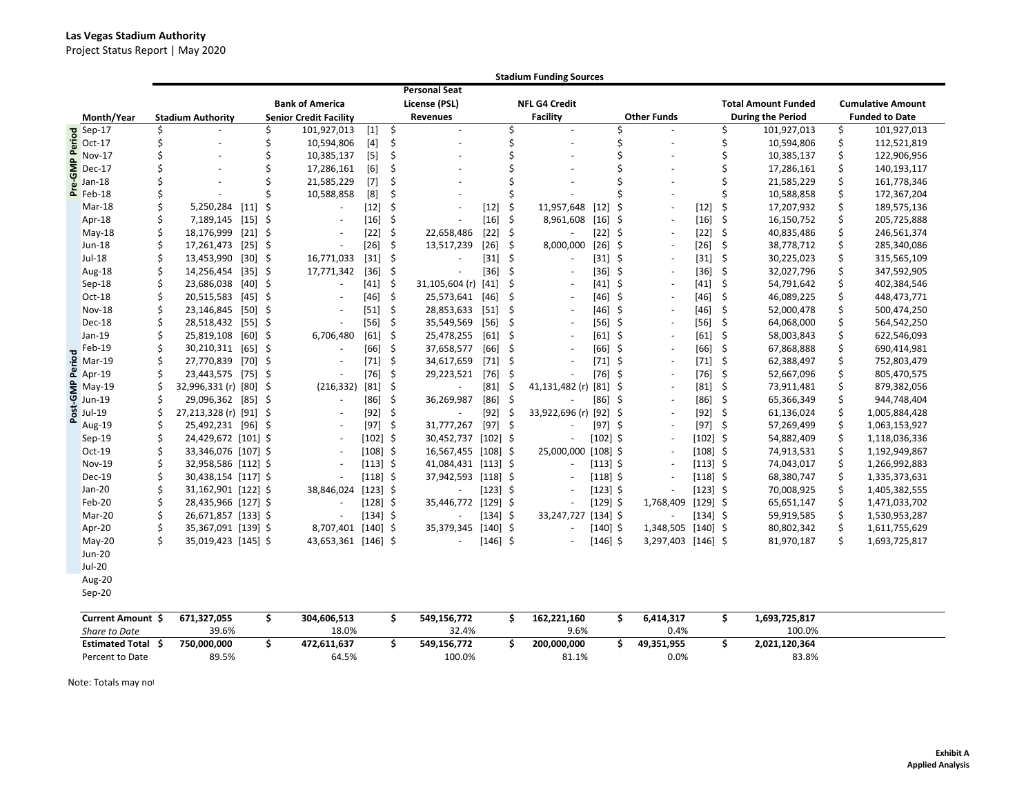**Las Vegas Stadium Authority**
Project Status Report | May 2020

| | | Stadium Funding Sources | | | | | | | | | | | |
|---|---|---|---|---|---|---|---|---|---|---|---|---|---|
| | Month/Year | Stadium Authority | | Bank of America Senior Credit Facility | | Personal Seat License (PSL) Revenues | | NFL G4 Credit Facility | | Other Funds | | Total Amount Funded During the Period | Cumulative Amount Funded to Date |
| Pre-GMP Period | Sep-17 | $ - | | $ 101,927,013 | [1] | $ - | | $ - | | $ - | | $ 101,927,013 | $ 101,927,013 |
| | Oct-17 | $ - | | $ 10,594,806 | [4] | $ - | | $ - | | $ - | | $ 10,594,806 | $ 112,521,819 |
| | Nov-17 | $ - | | $ 10,385,137 | [5] | $ - | | $ - | | $ - | | $ 10,385,137 | $ 122,906,956 |
| | Dec-17 | $ - | | $ 17,286,161 | [6] | $ - | | $ - | | $ - | | $ 17,286,161 | $ 140,193,117 |
| | Jan-18 | $ - | | $ 21,585,229 | [7] | $ - | | $ - | | $ - | | $ 21,585,229 | $ 161,778,346 |
| | Feb-18 | $ - | | $ 10,588,858 | [8] | $ - | | $ - | | $ - | | $ 10,588,858 | $ 172,367,204 |
| Post-GMP Period | Mar-18 | $ 5,250,284 | [11] | $ - | [12] | $ - | [12] | $ 11,957,648 | [12] | $ - | [12] | $ 17,207,932 | $ 189,575,136 |
| | Apr-18 | $ 7,189,145 | [15] | $ - | [16] | $ - | [16] | $ 8,961,608 | [16] | $ - | [16] | $ 16,150,752 | $ 205,725,888 |
| | May-18 | $ 18,176,999 | [21] | $ - | [22] | $ 22,658,486 | [22] | $ - | [22] | $ - | [22] | $ 40,835,486 | $ 246,561,374 |
| | Jun-18 | $ 17,261,473 | [25] | $ - | [26] | $ 13,517,239 | [26] | $ 8,000,000 | [26] | $ - | [26] | $ 38,778,712 | $ 285,340,086 |
| | Jul-18 | $ 13,453,990 | [30] | $ 16,771,033 | [31] | $ - | [31] | $ - | [31] | $ - | [31] | $ 30,225,023 | $ 315,565,109 |
| | Aug-18 | $ 14,256,454 | [35] | $ 17,771,342 | [36] | $ - | [36] | $ - | [36] | $ - | [36] | $ 32,027,796 | $ 347,592,905 |
| | Sep-18 | $ 23,686,038 | [40] | $ - | [41] | $ 31,105,604 (r) | [41] | $ - | [41] | $ - | [41] | $ 54,791,642 | $ 402,384,546 |
| | Oct-18 | $ 20,515,583 | [45] | $ - | [46] | $ 25,573,641 | [46] | $ - | [46] | $ - | [46] | $ 46,089,225 | $ 448,473,771 |
| | Nov-18 | $ 23,146,845 | [50] | $ - | [51] | $ 28,853,633 | [51] | $ - | [46] | $ - | [46] | $ 52,000,478 | $ 500,474,250 |
| | Dec-18 | $ 28,518,432 | [55] | $ - | [56] | $ 35,549,569 | [56] | $ - | [56] | $ - | [56] | $ 64,068,000 | $ 564,542,250 |
| | Jan-19 | $ 25,819,108 | [60] | $ 6,706,480 | [61] | $ 25,478,255 | [61] | $ - | [61] | $ - | [61] | $ 58,003,843 | $ 622,546,093 |
| | Feb-19 | $ 30,210,311 | [65] | $ - | [66] | $ 37,658,577 | [66] | $ - | [66] | $ - | [66] | $ 67,868,888 | $ 690,414,981 |
| | Mar-19 | $ 27,770,839 | [70] | $ - | [71] | $ 34,617,659 | [71] | $ - | [71] | $ - | [71] | $ 62,388,497 | $ 752,803,479 |
| | Apr-19 | $ 23,443,575 | [75] | $ - | [76] | $ 29,223,521 | [76] | $ - | [76] | $ - | [76] | $ 52,667,096 | $ 805,470,575 |
| | May-19 | $ 32,996,331 (r) | [80] | $ (216,332) | [81] | $ - | [81] | $ 41,131,482 (r) | [81] | $ - | [81] | $ 73,911,481 | $ 879,382,056 |
| | Jun-19 | $ 29,096,362 | [85] | $ - | [86] | $ 36,269,987 | [86] | $ - | [86] | $ - | [86] | $ 65,366,349 | $ 944,748,404 |
| | Jul-19 | $ 27,213,328 (r) | [91] | $ - | [92] | $ - | [92] | $ 33,922,696 (r) | [92] | $ - | [92] | $ 61,136,024 | $ 1,005,884,428 |
| | Aug-19 | $ 25,492,231 | [96] | $ - | [97] | $ 31,777,267 | [97] | $ - | [97] | $ - | [97] | $ 57,269,499 | $ 1,063,153,927 |
| | Sep-19 | $ 24,429,672 | [101] | $ - | [102] | $ 30,452,737 | [102] | $ - | [102] | $ - | [102] | $ 54,882,409 | $ 1,118,036,336 |
| | Oct-19 | $ 33,346,076 | [107] | $ - | [108] | $ 16,567,455 | [108] | $ 25,000,000 | [108] | $ - | [108] | $ 74,913,531 | $ 1,192,949,867 |
| | Nov-19 | $ 32,958,586 | [112] | $ - | [113] | $ 41,084,431 | [113] | $ - | [113] | $ - | [113] | $ 74,043,017 | $ 1,266,992,883 |
| | Dec-19 | $ 30,438,154 | [117] | $ - | [118] | $ 37,942,593 | [118] | $ - | [118] | $ - | [118] | $ 68,380,747 | $ 1,335,373,631 |
| | Jan-20 | $ 31,162,901 | [122] | $ 38,846,024 | [123] | $ - | [123] | $ - | [123] | $ - | [123] | $ 70,008,925 | $ 1,405,382,555 |
| | Feb-20 | $ 28,435,966 | [127] | $ - | [128] | $ 35,446,772 | [129] | $ - | [129] | $ 1,768,409 | [129] | $ 65,651,147 | $ 1,471,033,702 |
| | Mar-20 | $ 26,671,857 | [133] | $ - | [134] | $ - | [134] | $ 33,247,727 | [134] | $ - | [134] | $ 59,919,585 | $ 1,530,953,287 |
| | Apr-20 | $ 35,367,091 | [139] | $ 8,707,401 | [140] | $ 35,379,345 | [140] | $ - | [140] | $ 1,348,505 | [140] | $ 80,802,342 | $ 1,611,755,629 |
| | May-20 | $ 35,019,423 | [145] | $ 43,653,361 | [146] | $ - | [146] | $ - | [146] | $ 3,297,403 | [146] | $ 81,970,187 | $ 1,693,725,817 |
| | Jun-20 | | | | | | | | | | | | |
| | Jul-20 | | | | | | | | | | | | |
| | Aug-20 | | | | | | | | | | | | |
| | Sep-20 | | | | | | | | | | | | |
| | **Current Amount** | **$ 671,327,055** | | **$ 304,606,513** | | **$ 549,156,772** | | **$ 162,221,160** | | **$ 6,414,317** | | **$ 1,693,725,817** | |
| | *Share to Date* | 39.6% | | 18.0% | | 32.4% | | 9.6% | | 0.4% | | 100.0% | |
| | **Estimated Total** | **$ 750,000,000** | | **$ 472,611,637** | | **$ 549,156,772** | | **$ 200,000,000** | | **$ 49,351,955** | | **$ 2,021,120,364** | |
| | Percent to Date | 89.5% | | 64.5% | | 100.0% | | 81.1% | | 0.0% | | 83.8% | |

Note: Totals may not

**Exhibit A**
**Applied Analysis**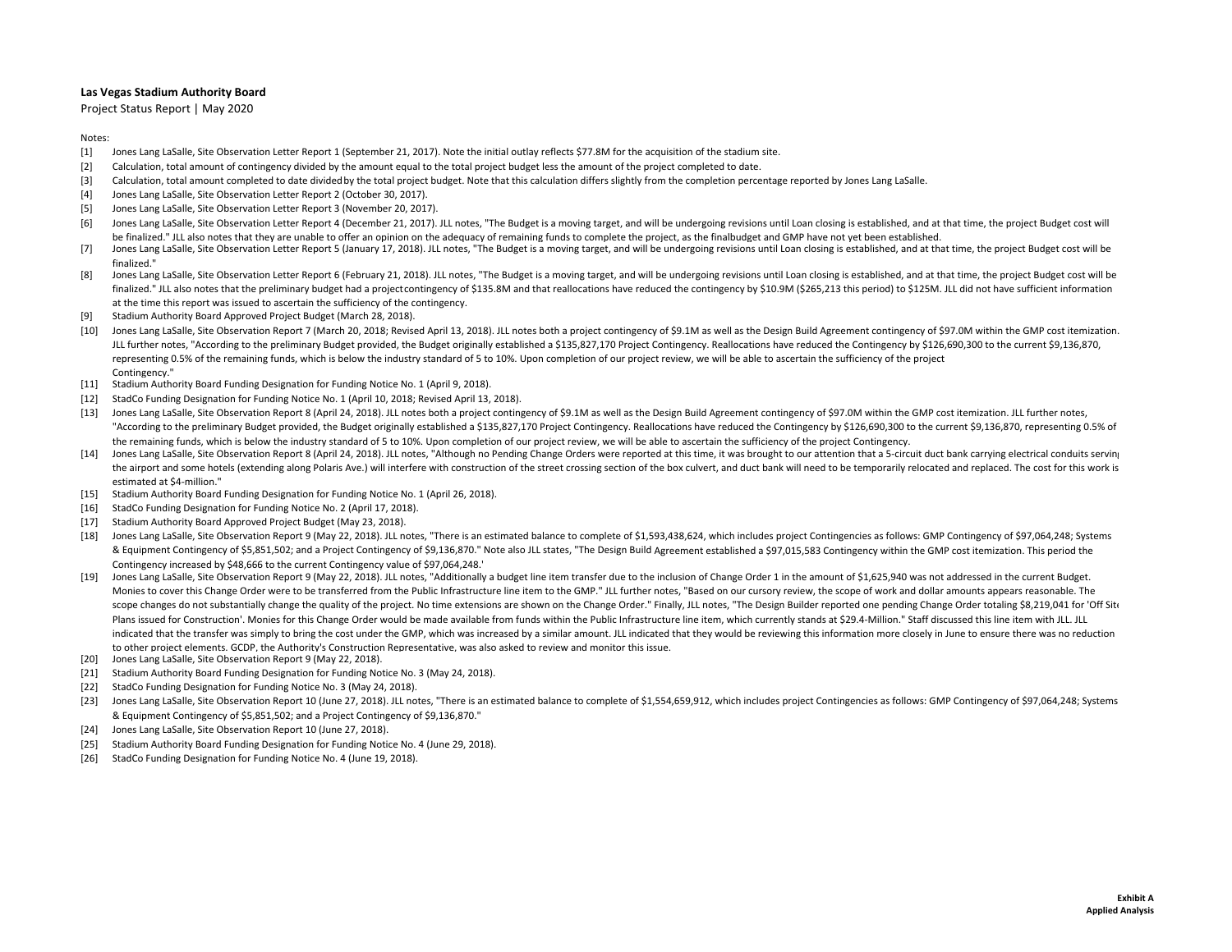**Las Vegas Stadium Authority Board**

Project Status Report | May 2020

Notes:

[1] Jones Lang LaSalle, Site Observation Letter Report 1 (September 21, 2017). Note the initial outlay reflects $77.8M for the acquisition of the stadium site.

[2] Calculation, total amount of contingency divided by the amount equal to the total project budget less the amount of the project completed to date.

[3] Calculation, total amount completed to date divided by the total project budget. Note that this calculation differs slightly from the completion percentage reported by Jones Lang LaSalle.

[4] Jones Lang LaSalle, Site Observation Letter Report 2 (October 30, 2017).

[5] Jones Lang LaSalle, Site Observation Letter Report 3 (November 20, 2017).

[6] Jones Lang LaSalle, Site Observation Letter Report 4 (December 21, 2017). JLL notes, "The Budget is a moving target, and will be undergoing revisions until Loan closing is established, and at that time, the project Budget cost will be finalized." JLL also notes that they are unable to offer an opinion on the adequacy of remaining funds to complete the project, as the finalbudget and GMP have not yet been established.

[7] Jones Lang LaSalle, Site Observation Letter Report 5 (January 17, 2018). JLL notes, "The Budget is a moving target, and will be undergoing revisions until Loan closing is established, and at that time, the project Budget cost will be finalized."

[8] Jones Lang LaSalle, Site Observation Letter Report 6 (February 21, 2018). JLL notes, "The Budget is a moving target, and will be undergoing revisions until Loan closing is established, and at that time, the project Budget cost will be finalized." JLL also notes that the preliminary budget had a projectcontingency of $135.8M and that reallocations have reduced the contingency by $10.9M ($265,213 this period) to $125M. JLL did not have sufficient information at the time this report was issued to ascertain the sufficiency of the contingency.

[9] Stadium Authority Board Approved Project Budget (March 28, 2018).

[10] Jones Lang LaSalle, Site Observation Report 7 (March 20, 2018; Revised April 13, 2018). JLL notes both a project contingency of $9.1M as well as the Design Build Agreement contingency of $97.0M within the GMP cost itemization. JLL further notes, "According to the preliminary Budget provided, the Budget originally established a $135,827,170 Project Contingency. Reallocations have reduced the Contingency by $126,690,300 to the current $9,136,870, representing 0.5% of the remaining funds, which is below the industry standard of 5 to 10%. Upon completion of our project review, we will be able to ascertain the sufficiency of the project Contingency."

[11] Stadium Authority Board Funding Designation for Funding Notice No. 1 (April 9, 2018).

[12] StadCo Funding Designation for Funding Notice No. 1 (April 10, 2018; Revised April 13, 2018).

[13] Jones Lang LaSalle, Site Observation Report 8 (April 24, 2018). JLL notes both a project contingency of $9.1M as well as the Design Build Agreement contingency of $97.0M within the GMP cost itemization. JLL further notes, "According to the preliminary Budget provided, the Budget originally established a $135,827,170 Project Contingency. Reallocations have reduced the Contingency by $126,690,300 to the current $9,136,870, representing 0.5% of the remaining funds, which is below the industry standard of 5 to 10%. Upon completion of our project review, we will be able to ascertain the sufficiency of the project Contingency.

[14] Jones Lang LaSalle, Site Observation Report 8 (April 24, 2018). JLL notes, "Although no Pending Change Orders were reported at this time, it was brought to our attention that a 5-circuit duct bank carrying electrical conduits serving the airport and some hotels (extending along Polaris Ave.) will interfere with construction of the street crossing section of the box culvert, and duct bank will need to be temporarily relocated and replaced. The cost for this work is estimated at $4-million."

[15] Stadium Authority Board Funding Designation for Funding Notice No. 1 (April 26, 2018).

[16] StadCo Funding Designation for Funding Notice No. 2 (April 17, 2018).

[17] Stadium Authority Board Approved Project Budget (May 23, 2018).

[18] Jones Lang LaSalle, Site Observation Report 9 (May 22, 2018). JLL notes, "There is an estimated balance to complete of $1,593,438,624, which includes project Contingencies as follows: GMP Contingency of $97,064,248; Systems & Equipment Contingency of $5,851,502; and a Project Contingency of $9,136,870." Note also JLL states, "The Design Build Agreement established a $97,015,583 Contingency within the GMP cost itemization. This period the Contingency increased by $48,666 to the current Contingency value of $97,064,248.'

[19] Jones Lang LaSalle, Site Observation Report 9 (May 22, 2018). JLL notes, "Additionally a budget line item transfer due to the inclusion of Change Order 1 in the amount of $1,625,940 was not addressed in the current Budget. Monies to cover this Change Order were to be transferred from the Public Infrastructure line item to the GMP." JLL further notes, "Based on our cursory review, the scope of work and dollar amounts appears reasonable. The scope changes do not substantially change the quality of the project. No time extensions are shown on the Change Order." Finally, JLL notes, "The Design Builder reported one pending Change Order totaling $8,219,041 for 'Off Site Plans issued for Construction'. Monies for this Change Order would be made available from funds within the Public Infrastructure line item, which currently stands at $29.4-Million." Staff discussed this line item with JLL. JLL indicated that the transfer was simply to bring the cost under the GMP, which was increased by a similar amount. JLL indicated that they would be reviewing this information more closely in June to ensure there was no reduction to other project elements. GCDP, the Authority's Construction Representative, was also asked to review and monitor this issue.

[20] Jones Lang LaSalle, Site Observation Report 9 (May 22, 2018).

[21] Stadium Authority Board Funding Designation for Funding Notice No. 3 (May 24, 2018).

[22] StadCo Funding Designation for Funding Notice No. 3 (May 24, 2018).

[23] Jones Lang LaSalle, Site Observation Report 10 (June 27, 2018). JLL notes, "There is an estimated balance to complete of $1,554,659,912, which includes project Contingencies as follows: GMP Contingency of $97,064,248; Systems & Equipment Contingency of $5,851,502; and a Project Contingency of $9,136,870."

[24] Jones Lang LaSalle, Site Observation Report 10 (June 27, 2018).

[25] Stadium Authority Board Funding Designation for Funding Notice No. 4 (June 29, 2018).

[26] StadCo Funding Designation for Funding Notice No. 4 (June 19, 2018).

**Exhibit A**
**Applied Analysis**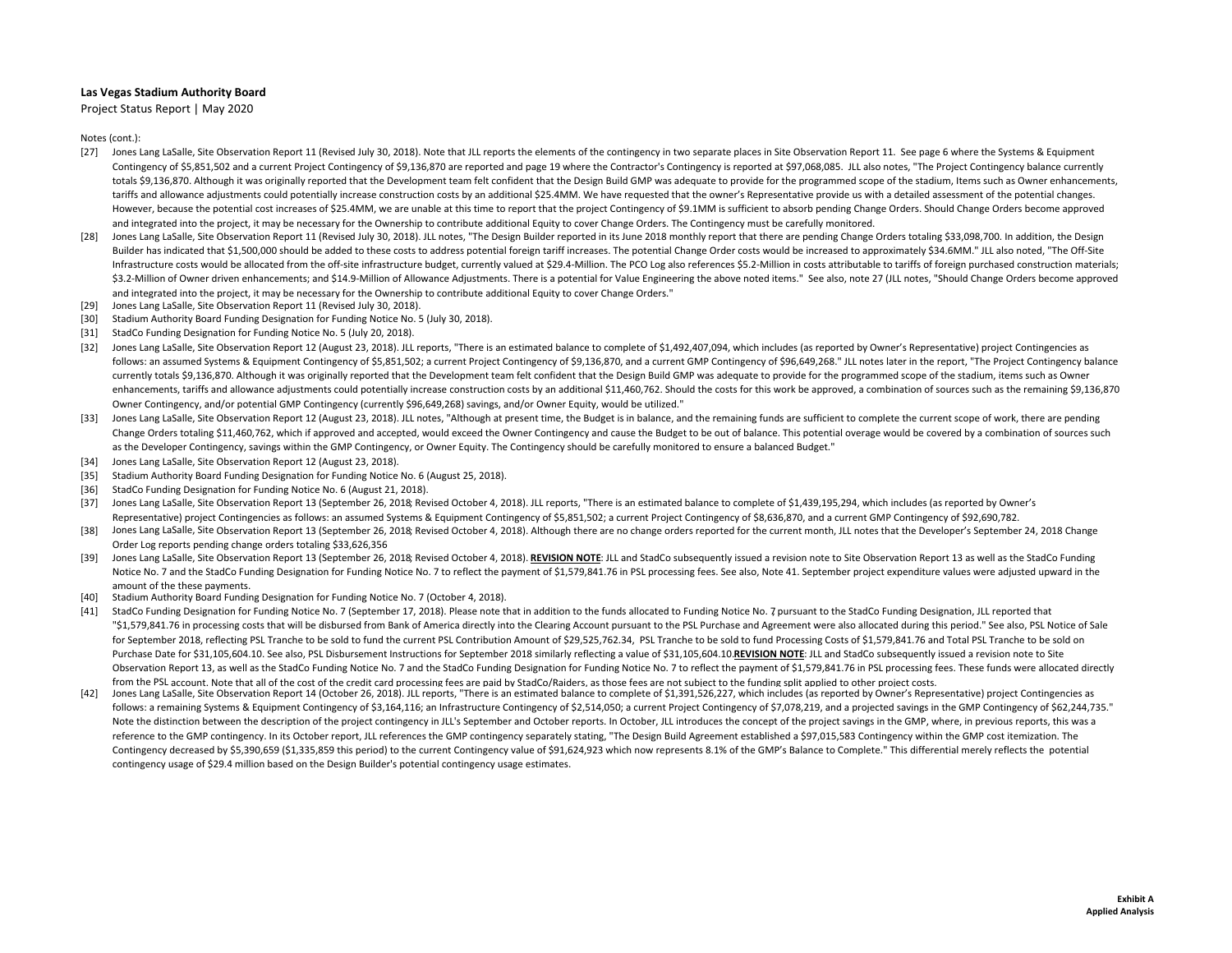**Las Vegas Stadium Authority Board**

Project Status Report | May 2020

Notes (cont.):

[27] Jones Lang LaSalle, Site Observation Report 11 (Revised July 30, 2018). Note that JLL reports the elements of the contingency in two separate places in Site Observation Report 11. See page 6 where the Systems & Equipment Contingency of $5,851,502 and a current Project Contingency of $9,136,870 are reported and page 19 where the Contractor's Contingency is reported at $97,068,085. JLL also notes, "The Project Contingency balance currently totals $9,136,870. Although it was originally reported that the Development team felt confident that the Design Build GMP was adequate to provide for the programmed scope of the stadium, Items such as Owner enhancements, tariffs and allowance adjustments could potentially increase construction costs by an additional $25.4MM. We have requested that the owner's Representative provide us with a detailed assessment of the potential changes. However, because the potential cost increases of $25.4MM, we are unable at this time to report that the project Contingency of $9.1MM is sufficient to absorb pending Change Orders. Should Change Orders become approved and integrated into the project, it may be necessary for the Ownership to contribute additional Equity to cover Change Orders. The Contingency must be carefully monitored.

[28] Jones Lang LaSalle, Site Observation Report 11 (Revised July 30, 2018). JLL notes, "The Design Builder reported in its June 2018 monthly report that there are pending Change Orders totaling $33,098,700. In addition, the Design Builder has indicated that $1,500,000 should be added to these costs to address potential foreign tariff increases. The potential Change Order costs would be increased to approximately $34.6MM." JLL also noted, "The Off-Site Infrastructure costs would be allocated from the off-site infrastructure budget, currently valued at $29.4-Million. The PCO Log also references $5.2-Million in costs attributable to tariffs of foreign purchased construction materials; $3.2-Million of Owner driven enhancements; and $14.9-Million of Allowance Adjustments. There is a potential for Value Engineering the above noted items." See also, note 27 (JLL notes, "Should Change Orders become approved and integrated into the project, it may be necessary for the Ownership to contribute additional Equity to cover Change Orders."

[29] Jones Lang LaSalle, Site Observation Report 11 (Revised July 30, 2018).

[30] Stadium Authority Board Funding Designation for Funding Notice No. 5 (July 30, 2018).

[31] StadCo Funding Designation for Funding Notice No. 5 (July 20, 2018).

[32] Jones Lang LaSalle, Site Observation Report 12 (August 23, 2018). JLL reports, "There is an estimated balance to complete of $1,492,407,094, which includes (as reported by Owner's Representative) project Contingencies as follows: an assumed Systems & Equipment Contingency of $5,851,502; a current Project Contingency of $9,136,870, and a current GMP Contingency of $96,649,268." JLL notes later in the report, "The Project Contingency balance currently totals $9,136,870. Although it was originally reported that the Development team felt confident that the Design Build GMP was adequate to provide for the programmed scope of the stadium, items such as Owner enhancements, tariffs and allowance adjustments could potentially increase construction costs by an additional $11,460,762. Should the costs for this work be approved, a combination of sources such as the remaining $9,136,870 Owner Contingency, and/or potential GMP Contingency (currently $96,649,268) savings, and/or Owner Equity, would be utilized."

[33] Jones Lang LaSalle, Site Observation Report 12 (August 23, 2018). JLL notes, "Although at present time, the Budget is in balance, and the remaining funds are sufficient to complete the current scope of work, there are pending Change Orders totaling $11,460,762, which if approved and accepted, would exceed the Owner Contingency and cause the Budget to be out of balance. This potential overage would be covered by a combination of sources such as the Developer Contingency, savings within the GMP Contingency, or Owner Equity. The Contingency should be carefully monitored to ensure a balanced Budget."

[34] Jones Lang LaSalle, Site Observation Report 12 (August 23, 2018).

[35] Stadium Authority Board Funding Designation for Funding Notice No. 6 (August 25, 2018).

[36] StadCo Funding Designation for Funding Notice No. 6 (August 21, 2018).

[37] Jones Lang LaSalle, Site Observation Report 13 (September 26, 2018; Revised October 4, 2018). JLL reports, "There is an estimated balance to complete of $1,439,195,294, which includes (as reported by Owner's Representative) project Contingencies as follows: an assumed Systems & Equipment Contingency of $5,851,502; a current Project Contingency of $8,636,870, and a current GMP Contingency of $92,690,782.

[38] Jones Lang LaSalle, Site Observation Report 13 (September 26, 2018; Revised October 4, 2018). Although there are no change orders reported for the current month, JLL notes that the Developer's September 24, 2018 Change Order Log reports pending change orders totaling $33,626,356

[39] Jones Lang LaSalle, Site Observation Report 13 (September 26, 2018; Revised October 4, 2018). **REVISION NOTE**: JLL and StadCo subsequently issued a revision note to Site Observation Report 13 as well as the StadCo Funding Notice No. 7 and the StadCo Funding Designation for Funding Notice No. 7 to reflect the payment of $1,579,841.76 in PSL processing fees. See also, Note 41. September project expenditure values were adjusted upward in the amount of the these payments.

[40] Stadium Authority Board Funding Designation for Funding Notice No. 7 (October 4, 2018).

[41] StadCo Funding Designation for Funding Notice No. 7 (September 17, 2018). Please note that in addition to the funds allocated to Funding Notice No. 7, pursuant to the StadCo Funding Designation, JLL reported that "$1,579,841.76 in processing costs that will be disbursed from Bank of America directly into the Clearing Account pursuant to the PSL Purchase and Agreement were also allocated during this period." See also, PSL Notice of Sale for September 2018, reflecting PSL Tranche to be sold to fund the current PSL Contribution Amount of $29,525,762.34, PSL Tranche to be sold to fund Processing Costs of $1,579,841.76 and Total PSL Tranche to be sold on Purchase Date for $31,105,604.10. See also, PSL Disbursement Instructions for September 2018 similarly reflecting a value of $31,105,604.10.**REVISION NOTE**: JLL and StadCo subsequently issued a revision note to Site Observation Report 13, as well as the StadCo Funding Notice No. 7 and the StadCo Funding Designation for Funding Notice No. 7 to reflect the payment of $1,579,841.76 in PSL processing fees. These funds were allocated directly from the PSL account. Note that all of the cost of the credit card processing fees are paid by StadCo/Raiders, as those fees are not subject to the funding split applied to other project costs.

[42] Jones Lang LaSalle, Site Observation Report 14 (October 26, 2018). JLL reports, "There is an estimated balance to complete of $1,391,526,227, which includes (as reported by Owner's Representative) project Contingencies as follows: a remaining Systems & Equipment Contingency of $3,164,116; an Infrastructure Contingency of $2,514,050; a current Project Contingency of $7,078,219, and a projected savings in the GMP Contingency of $62,244,735." Note the distinction between the description of the project contingency in JLL's September and October reports. In October, JLL introduces the concept of the project savings in the GMP, where, in previous reports, this was a reference to the GMP contingency. In its October report, JLL references the GMP contingency separately stating, "The Design Build Agreement established a $97,015,583 Contingency within the GMP cost itemization. The Contingency decreased by $5,390,659 ($1,335,859 this period) to the current Contingency value of $91,624,923 which now represents 8.1% of the GMP's Balance to Complete." This differential merely reflects the potential contingency usage of $29.4 million based on the Design Builder's potential contingency usage estimates.

**Exhibit A**
**Applied Analysis**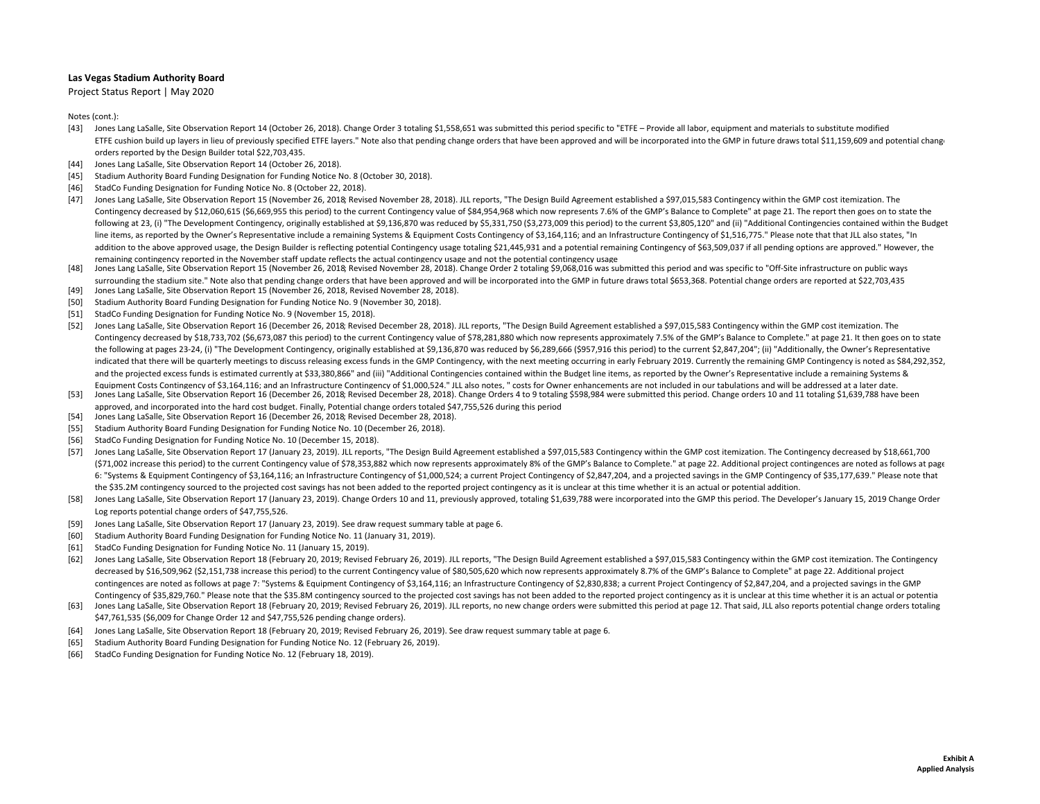**Las Vegas Stadium Authority Board**

Project Status Report | May 2020

Notes (cont.):

[43] Jones Lang LaSalle, Site Observation Report 14 (October 26, 2018). Change Order 3 totaling $1,558,651 was submitted this period specific to "ETFE – Provide all labor, equipment and materials to substitute modified ETFE cushion build up layers in lieu of previously specified ETFE layers." Note also that pending change orders that have been approved and will be incorporated into the GMP in future draws total $11,159,609 and potential change orders reported by the Design Builder total $22,703,435.

[44] Jones Lang LaSalle, Site Observation Report 14 (October 26, 2018).

[45] Stadium Authority Board Funding Designation for Funding Notice No. 8 (October 30, 2018).

[46] StadCo Funding Designation for Funding Notice No. 8 (October 22, 2018).

[47] Jones Lang LaSalle, Site Observation Report 15 (November 26, 2018; Revised November 28, 2018). JLL reports, "The Design Build Agreement established a $97,015,583 Contingency within the GMP cost itemization. The Contingency decreased by $12,060,615 ($6,669,955 this period) to the current Contingency value of $84,954,968 which now represents 7.6% of the GMP's Balance to Complete" at page 21. The report then goes on to state the following at 23, (i) "The Development Contingency, originally established at $9,136,870 was reduced by $5,331,750 ($3,273,009 this period) to the current $3,805,120" and (ii) "Additional Contingencies contained within the Budget line items, as reported by the Owner's Representative include a remaining Systems & Equipment Costs Contingency of $3,164,116; and an Infrastructure Contingency of $1,516,775." Please note that that JLL also states, "In addition to the above approved usage, the Design Builder is reflecting potential Contingency usage totaling $21,445,931 and a potential remaining Contingency of $63,509,037 if all pending options are approved." However, the remaining contingency reported in the November staff update reflects the actual contingency usage and not the potential contingency usage

[48] Jones Lang LaSalle, Site Observation Report 15 (November 26, 2018; Revised November 28, 2018). Change Order 2 totaling $9,068,016 was submitted this period and was specific to "Off-Site infrastructure on public ways surrounding the stadium site." Note also that pending change orders that have been approved and will be incorporated into the GMP in future draws total $653,368. Potential change orders are reported at $22,703,435

[49] Jones Lang LaSalle, Site Observation Report 15 (November 26, 2018, Revised November 28, 2018).

[50] Stadium Authority Board Funding Designation for Funding Notice No. 9 (November 30, 2018).

[51] StadCo Funding Designation for Funding Notice No. 9 (November 15, 2018).

[52] Jones Lang LaSalle, Site Observation Report 16 (December 26, 2018; Revised December 28, 2018). JLL reports, "The Design Build Agreement established a $97,015,583 Contingency within the GMP cost itemization. The Contingency decreased by $18,733,702 ($6,673,087 this period) to the current Contingency value of $78,281,880 which now represents approximately 7.5% of the GMP's Balance to Complete." at page 21. It then goes on to state the following at pages 23-24, (i) "The Development Contingency, originally established at $9,136,870 was reduced by $6,289,666 ($957,916 this period) to the current $2,847,204"; (ii) "Additionally, the Owner's Representative indicated that there will be quarterly meetings to discuss releasing excess funds in the GMP Contingency, with the next meeting occurring in early February 2019. Currently the remaining GMP Contingency is noted as $84,292,352, and the projected excess funds is estimated currently at $33,380,866" and (iii) "Additional Contingencies contained within the Budget line items, as reported by the Owner's Representative include a remaining Systems & Equipment Costs Contingency of $3,164,116; and an Infrastructure Contingency of $1,000,524." JLL also notes, " costs for Owner enhancements are not included in our tabulations and will be addressed at a later date.

[53] Jones Lang LaSalle, Site Observation Report 16 (December 26, 2018; Revised December 28, 2018). Change Orders 4 to 9 totaling $598,984 were submitted this period. Change orders 10 and 11 totaling $1,639,788 have been approved, and incorporated into the hard cost budget. Finally, Potential change orders totaled $47,755,526 during this period

[54] Jones Lang LaSalle, Site Observation Report 16 (December 26, 2018; Revised December 28, 2018).

[55] Stadium Authority Board Funding Designation for Funding Notice No. 10 (December 26, 2018).

[56] StadCo Funding Designation for Funding Notice No. 10 (December 15, 2018).

[57] Jones Lang LaSalle, Site Observation Report 17 (January 23, 2019). JLL reports, "The Design Build Agreement established a $97,015,583 Contingency within the GMP cost itemization. The Contingency decreased by $18,661,700 ($71,002 increase this period) to the current Contingency value of $78,353,882 which now represents approximately 8% of the GMP's Balance to Complete." at page 22. Additional project contingences are noted as follows at page 6: "Systems & Equipment Contingency of $3,164,116; an Infrastructure Contingency of $1,000,524; a current Project Contingency of $2,847,204, and a projected savings in the GMP Contingency of $35,177,639." Please note that the $35.2M contingency sourced to the projected cost savings has not been added to the reported project contingency as it is unclear at this time whether it is an actual or potential addition.

[58] Jones Lang LaSalle, Site Observation Report 17 (January 23, 2019). Change Orders 10 and 11, previously approved, totaling $1,639,788 were incorporated into the GMP this period. The Developer's January 15, 2019 Change Order Log reports potential change orders of $47,755,526.

[59] Jones Lang LaSalle, Site Observation Report 17 (January 23, 2019). See draw request summary table at page 6.

[60] Stadium Authority Board Funding Designation for Funding Notice No. 11 (January 31, 2019).

[61] StadCo Funding Designation for Funding Notice No. 11 (January 15, 2019).

[62] Jones Lang LaSalle, Site Observation Report 18 (February 20, 2019; Revised February 26, 2019). JLL reports, "The Design Build Agreement established a $97,015,583 Contingency within the GMP cost itemization. The Contingency decreased by $16,509,962 ($2,151,738 increase this period) to the current Contingency value of $80,505,620 which now represents approximately 8.7% of the GMP's Balance to Complete" at page 22. Additional project contingences are noted as follows at page 7: "Systems & Equipment Contingency of $3,164,116; an Infrastructure Contingency of $2,830,838; a current Project Contingency of $2,847,204, and a projected savings in the GMP Contingency of $35,829,760." Please note that the $35.8M contingency sourced to the projected cost savings has not been added to the reported project contingency as it is unclear at this time whether it is an actual or potentia

[63] Jones Lang LaSalle, Site Observation Report 18 (February 20, 2019; Revised February 26, 2019). JLL reports, no new change orders were submitted this period at page 12. That said, JLL also reports potential change orders totaling $47,761,535 ($6,009 for Change Order 12 and $47,755,526 pending change orders).

[64] Jones Lang LaSalle, Site Observation Report 18 (February 20, 2019; Revised February 26, 2019). See draw request summary table at page 6.

[65] Stadium Authority Board Funding Designation for Funding Notice No. 12 (February 26, 2019).

[66] StadCo Funding Designation for Funding Notice No. 12 (February 18, 2019).

**Exhibit A**
**Applied Analysis**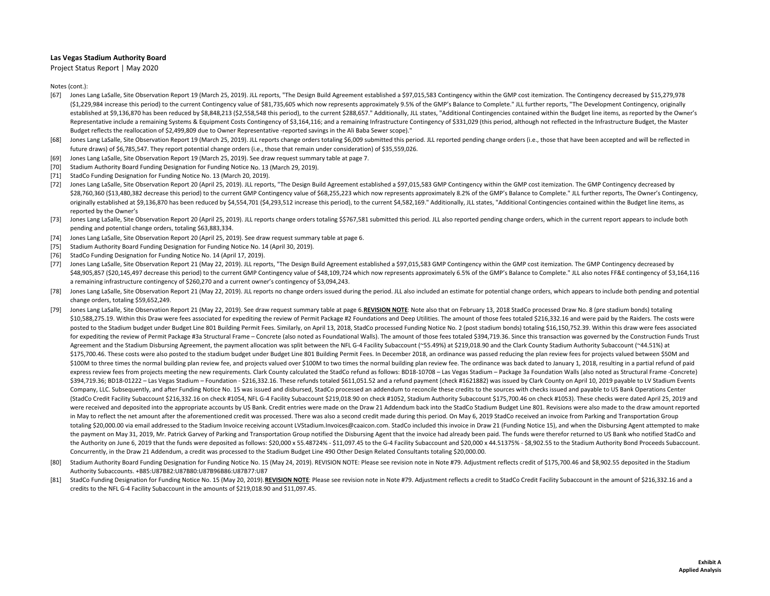**Las Vegas Stadium Authority Board**

Project Status Report | May 2020

Notes (cont.):

[67] Jones Lang LaSalle, Site Observation Report 19 (March 25, 2019). JLL reports, "The Design Build Agreement established a $97,015,583 Contingency within the GMP cost itemization. The Contingency decreased by $15,279,978 ($1,229,984 increase this period) to the current Contingency value of $81,735,605 which now represents approximately 9.5% of the GMP's Balance to Complete." JLL further reports, "The Development Contingency, originally established at $9,136,870 has been reduced by $8,848,213 ($2,558,548 this period), to the current $288,657." Additionally, JLL states, "Additional Contingencies contained within the Budget line items, as reported by the Owner's Representative include a remaining Systems & Equipment Costs Contingency of $3,164,116; and a remaining Infrastructure Contingency of $331,029 (this period, although not reflected in the Infrastructure Budget, the Master Budget reflects the reallocation of $2,499,809 due to Owner Representative -reported savings in the Ali Baba Sewer scope)."

[68] Jones Lang LaSalle, Site Observation Report 19 (March 25, 2019). JLL reports change orders totaling $6,009 submitted this period. JLL reported pending change orders (i.e., those that have been accepted and will be reflected in future draws) of $6,785,547. They report potential change orders (i.e., those that remain under consideration) of $35,559,026.

[69] Jones Lang LaSalle, Site Observation Report 19 (March 25, 2019). See draw request summary table at page 7.

[70] Stadium Authority Board Funding Designation for Funding Notice No. 13 (March 29, 2019).

[71] StadCo Funding Designation for Funding Notice No. 13 (March 20, 2019).

[72] Jones Lang LaSalle, Site Observation Report 20 (April 25, 2019). JLL reports, "The Design Build Agreement established a $97,015,583 GMP Contingency within the GMP cost itemization. The GMP Contingency decreased by $28,760,360 ($13,480,382 decrease this period) to the current GMP Contingency value of $68,255,223 which now represents approximately 8.2% of the GMP's Balance to Complete." JLL further reports, The Owner's Contingency, originally established at $9,136,870 has been reduced by $4,554,701 ($4,293,512 increase this period), to the current $4,582,169." Additionally, JLL states, "Additional Contingencies contained within the Budget line items, as reported by the Owner's

[73] Jones Lang LaSalle, Site Observation Report 20 (April 25, 2019). JLL reports change orders totaling $$767,581 submitted this period. JLL also reported pending change orders, which in the current report appears to include both pending and potential change orders, totaling $63,883,334.

[74] Jones Lang LaSalle, Site Observation Report 20 (April 25, 2019). See draw request summary table at page 6.

[75] Stadium Authority Board Funding Designation for Funding Notice No. 14 (April 30, 2019).

[76] StadCo Funding Designation for Funding Notice No. 14 (April 17, 2019).

[77] Jones Lang LaSalle, Site Observation Report 21 (May 22, 2019). JLL reports, "The Design Build Agreement established a $97,015,583 GMP Contingency within the GMP cost itemization. The GMP Contingency decreased by $48,905,857 ($20,145,497 decrease this period) to the current GMP Contingency value of $48,109,724 which now represents approximately 6.5% of the GMP's Balance to Complete." JLL also notes FF&E contingency of $3,164,116 a remaining infrastructure contingency of $260,270 and a current owner's contingency of $3,094,243.

[78] Jones Lang LaSalle, Site Observation Report 21 (May 22, 2019). JLL reports no change orders issued during the period. JLL also included an estimate for potential change orders, which appears to include both pending and potential change orders, totaling $59,652,249.

[79] Jones Lang LaSalle, Site Observation Report 21 (May 22, 2019). See draw request summary table at page 6.**REVISION NOTE**: Note also that on February 13, 2018 StadCo processed Draw No. 8 (pre stadium bonds) totaling $10,588,275.19. Within this Draw were fees associated for expediting the review of Permit Package #2 Foundations and Deep Utilities. The amount of those fees totaled $216,332.16 and were paid by the Raiders. The costs were posted to the Stadium budget under Budget Line 801 Building Permit Fees. Similarly, on April 13, 2018, StadCo processed Funding Notice No. 2 (post stadium bonds) totaling $16,150,752.39. Within this draw were fees associated for expediting the review of Permit Package #3a Structural Frame – Concrete (also noted as Foundational Walls). The amount of those fees totaled $394,719.36. Since this transaction was governed by the Construction Funds Trust Agreement and the Stadium Disbursing Agreement, the payment allocation was split between the NFL G-4 Facility Subaccount (~55.49%) at $219,018.90 and the Clark County Stadium Authority Subaccount (~44.51%) at $175,700.46. These costs were also posted to the stadium budget under Budget Line 801 Building Permit Fees. In December 2018, an ordinance was passed reducing the plan review fees for projects valued between $50M and $100M to three times the normal building plan review fee, and projects valued over $100M to two times the normal building plan review fee. The ordinance was back dated to January 1, 2018, resulting in a partial refund of paid express review fees from projects meeting the new requirements. Clark County calculated the StadCo refund as follows: BD18-10708 – Las Vegas Stadium – Package 3a Foundation Walls (also noted as Structural Frame -Concrete) $394,719.36; BD18-01222 – Las Vegas Stadium – Foundation - $216,332.16. These refunds totaled $611,051.52 and a refund payment (check #1621882) was issued by Clark County on April 10, 2019 payable to LV Stadium Events Company, LLC. Subsequently, and after Funding Notice No. 15 was issued and disbursed, StadCo processed an addendum to reconcile these credits to the sources with checks issued and payable to US Bank Operations Center (StadCo Credit Facility Subaccount $216,332.16 on check #1054, NFL G-4 Facility Subaccount $219,018.90 on check #1052, Stadium Authority Subaccount $175,700.46 on check #1053). These checks were dated April 25, 2019 and were received and deposited into the appropriate accounts by US Bank. Credit entries were made on the Draw 21 Addendum back into the StadCo Stadium Budget Line 801. Revisions were also made to the draw amount reported in May to reflect the net amount after the aforementioned credit was processed. There was also a second credit made during this period. On May 6, 2019 StadCo received an invoice from Parking and Transportation Group totaling $20,000.00 via email addressed to the Stadium Invoice receiving account LVStadium.Invoices@caaicon.com. StadCo included this invoice in Draw 21 (Funding Notice 15), and when the Disbursing Agent attempted to make the payment on May 31, 2019, Mr. Patrick Garvey of Parking and Transportation Group notified the Disbursing Agent that the invoice had already been paid. The funds were therefor returned to US Bank who notified StadCo and the Authority on June 6, 2019 that the funds were deposited as follows: $20,000 x 55.48724% - $11,097.45 to the G-4 Facility Subaccount and $20,000 x 44.51375% - $8,902.55 to the Stadium Authority Bond Proceeds Subaccount. Concurrently, in the Draw 21 Addendum, a credit was processed to the Stadium Budget Line 490 Other Design Related Consultants totaling $20,000.00.

[80] Stadium Authority Board Funding Designation for Funding Notice No. 15 (May 24, 2019). REVISION NOTE: Please see revision note in Note #79. Adjustment reflects credit of $175,700.46 and $8,902.55 deposited in the Stadium Authority Subaccounts. +B85:U87B82:U87B80:U87B96B86:U87B77:U87

[81] StadCo Funding Designation for Funding Notice No. 15 (May 20, 2019).**REVISION NOTE**: Please see revision note in Note #79. Adjustment reflects a credit to StadCo Credit Facility Subaccount in the amount of $216,332.16 and a credits to the NFL G-4 Facility Subaccount in the amounts of $219,018.90 and $11,097.45.

**Exhibit A**
**Applied Analysis**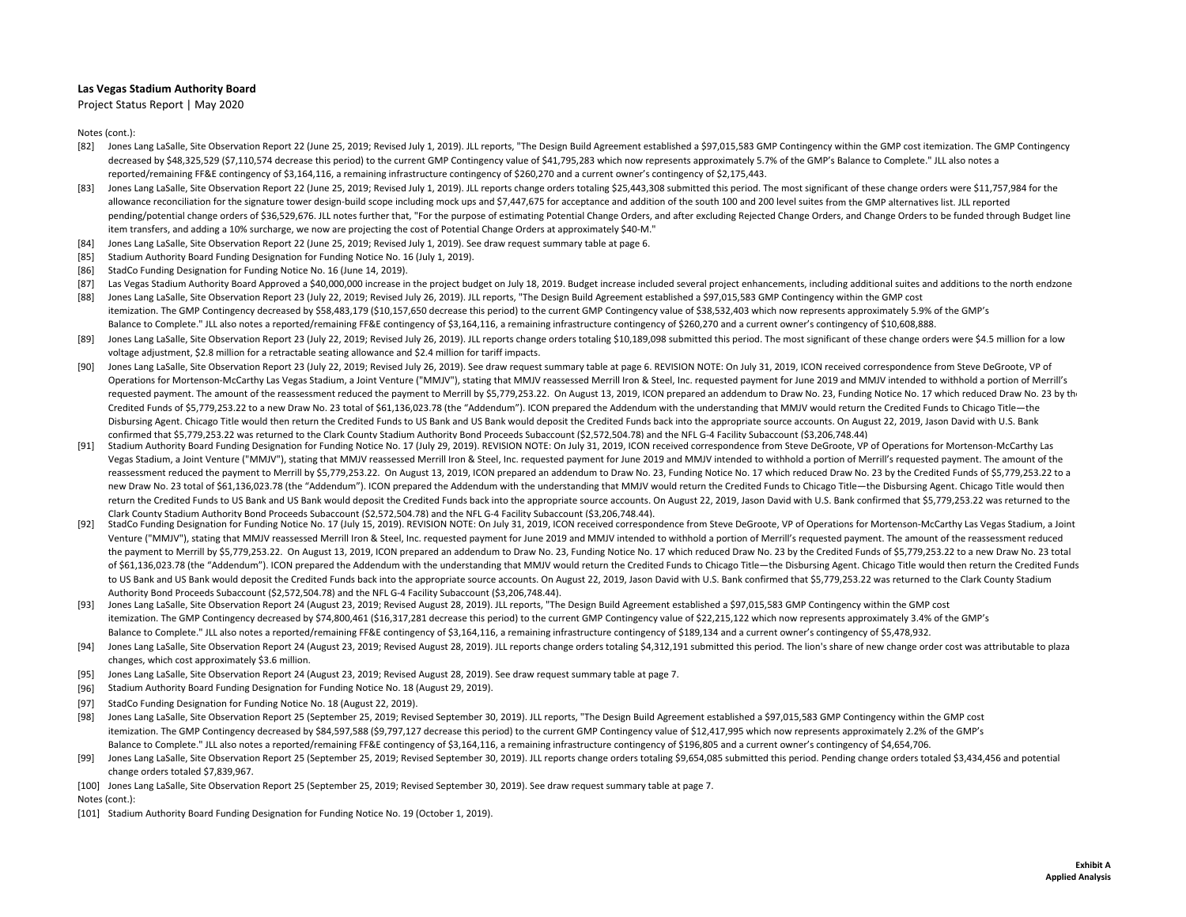**Las Vegas Stadium Authority Board**

Project Status Report | May 2020

Notes (cont.):

[82] Jones Lang LaSalle, Site Observation Report 22 (June 25, 2019; Revised July 1, 2019). JLL reports, "The Design Build Agreement established a $97,015,583 GMP Contingency within the GMP cost itemization. The GMP Contingency decreased by $48,325,529 ($7,110,574 decrease this period) to the current GMP Contingency value of $41,795,283 which now represents approximately 5.7% of the GMP's Balance to Complete." JLL also notes a reported/remaining FF&E contingency of $3,164,116, a remaining infrastructure contingency of $260,270 and a current owner's contingency of $2,175,443.

[83] Jones Lang LaSalle, Site Observation Report 22 (June 25, 2019; Revised July 1, 2019). JLL reports change orders totaling $25,443,308 submitted this period. The most significant of these change orders were $11,757,984 for the allowance reconciliation for the signature tower design-build scope including mock ups and $7,447,675 for acceptance and addition of the south 100 and 200 level suites from the GMP alternatives list. JLL reported pending/potential change orders of $36,529,676. JLL notes further that, "For the purpose of estimating Potential Change Orders, and after excluding Rejected Change Orders, and Change Orders to be funded through Budget line item transfers, and adding a 10% surcharge, we now are projecting the cost of Potential Change Orders at approximately $40-M."

[84] Jones Lang LaSalle, Site Observation Report 22 (June 25, 2019; Revised July 1, 2019). See draw request summary table at page 6.

[85] Stadium Authority Board Funding Designation for Funding Notice No. 16 (July 1, 2019).

[86] StadCo Funding Designation for Funding Notice No. 16 (June 14, 2019).

[87] Las Vegas Stadium Authority Board Approved a $40,000,000 increase in the project budget on July 18, 2019. Budget increase included several project enhancements, including additional suites and additions to the north endzone

[88] Jones Lang LaSalle, Site Observation Report 23 (July 22, 2019; Revised July 26, 2019). JLL reports, "The Design Build Agreement established a $97,015,583 GMP Contingency within the GMP cost itemization. The GMP Contingency decreased by $58,483,179 ($10,157,650 decrease this period) to the current GMP Contingency value of $38,532,403 which now represents approximately 5.9% of the GMP's Balance to Complete." JLL also notes a reported/remaining FF&E contingency of $3,164,116, a remaining infrastructure contingency of $260,270 and a current owner's contingency of $10,608,888.

[89] Jones Lang LaSalle, Site Observation Report 23 (July 22, 2019; Revised July 26, 2019). JLL reports change orders totaling $10,189,098 submitted this period. The most significant of these change orders were $4.5 million for a low voltage adjustment, $2.8 million for a retractable seating allowance and $2.4 million for tariff impacts.

[90] Jones Lang LaSalle, Site Observation Report 23 (July 22, 2019; Revised July 26, 2019). See draw request summary table at page 6. REVISION NOTE: On July 31, 2019, ICON received correspondence from Steve DeGroote, VP of Operations for Mortenson-McCarthy Las Vegas Stadium, a Joint Venture ("MMJV"), stating that MMJV reassessed Merrill Iron & Steel, Inc. requested payment for June 2019 and MMJV intended to withhold a portion of Merrill's requested payment. The amount of the reassessment reduced the payment to Merrill by $5,779,253.22. On August 13, 2019, ICON prepared an addendum to Draw No. 23, Funding Notice No. 17 which reduced Draw No. 23 by the Credited Funds of $5,779,253.22 to a new Draw No. 23 total of $61,136,023.78 (the "Addendum"). ICON prepared the Addendum with the understanding that MMJV would return the Credited Funds to Chicago Title—the Disbursing Agent. Chicago Title would then return the Credited Funds to US Bank and US Bank would deposit the Credited Funds back into the appropriate source accounts. On August 22, 2019, Jason David with U.S. Bank confirmed that $5,779,253.22 was returned to the Clark County Stadium Authority Bond Proceeds Subaccount ($2,572,504.78) and the NFL G-4 Facility Subaccount ($3,206,748.44).

[91] Stadium Authority Board Funding Designation for Funding Notice No. 17 (July 29, 2019). REVISION NOTE: On July 31, 2019, ICON received correspondence from Steve DeGroote, VP of Operations for Mortenson-McCarthy Las Vegas Stadium, a Joint Venture ("MMJV"), stating that MMJV reassessed Merrill Iron & Steel, Inc. requested payment for June 2019 and MMJV intended to withhold a portion of Merrill's requested payment. The amount of the reassessment reduced the payment to Merrill by $5,779,253.22. On August 13, 2019, ICON prepared an addendum to Draw No. 23, Funding Notice No. 17 which reduced Draw No. 23 by the Credited Funds of $5,779,253.22 to a new Draw No. 23 total of $61,136,023.78 (the "Addendum"). ICON prepared the Addendum with the understanding that MMJV would return the Credited Funds to Chicago Title—the Disbursing Agent. Chicago Title would then return the Credited Funds to US Bank and US Bank would deposit the Credited Funds back into the appropriate source accounts. On August 22, 2019, Jason David with U.S. Bank confirmed that $5,779,253.22 was returned to the Clark County Stadium Authority Bond Proceeds Subaccount ($2,572,504.78) and the NFL G-4 Facility Subaccount ($3,206,748.44).

[92] StadCo Funding Designation for Funding Notice No. 17 (July 15, 2019). REVISION NOTE: On July 31, 2019, ICON received correspondence from Steve DeGroote, VP of Operations for Mortenson-McCarthy Las Vegas Stadium, a Joint Venture ("MMJV"), stating that MMJV reassessed Merrill Iron & Steel, Inc. requested payment for June 2019 and MMJV intended to withhold a portion of Merrill's requested payment. The amount of the reassessment reduced the payment to Merrill by $5,779,253.22. On August 13, 2019, ICON prepared an addendum to Draw No. 23, Funding Notice No. 17 which reduced Draw No. 23 by the Credited Funds of $5,779,253.22 to a new Draw No. 23 total of $61,136,023.78 (the "Addendum"). ICON prepared the Addendum with the understanding that MMJV would return the Credited Funds to Chicago Title—the Disbursing Agent. Chicago Title would then return the Credited Funds to US Bank and US Bank would deposit the Credited Funds back into the appropriate source accounts. On August 22, 2019, Jason David with U.S. Bank confirmed that $5,779,253.22 was returned to the Clark County Stadium Authority Bond Proceeds Subaccount ($2,572,504.78) and the NFL G-4 Facility Subaccount ($3,206,748.44).

[93] Jones Lang LaSalle, Site Observation Report 24 (August 23, 2019; Revised August 28, 2019). JLL reports, "The Design Build Agreement established a $97,015,583 GMP Contingency within the GMP cost itemization. The GMP Contingency decreased by $74,800,461 ($16,317,281 decrease this period) to the current GMP Contingency value of $22,215,122 which now represents approximately 3.4% of the GMP's Balance to Complete." JLL also notes a reported/remaining FF&E contingency of $3,164,116, a remaining infrastructure contingency of $189,134 and a current owner's contingency of $5,478,932.

[94] Jones Lang LaSalle, Site Observation Report 24 (August 23, 2019; Revised August 28, 2019). JLL reports change orders totaling $4,312,191 submitted this period. The lion's share of new change order cost was attributable to plaza changes, which cost approximately $3.6 million.

[95] Jones Lang LaSalle, Site Observation Report 24 (August 23, 2019; Revised August 28, 2019). See draw request summary table at page 7.

[96] Stadium Authority Board Funding Designation for Funding Notice No. 18 (August 29, 2019).

[97] StadCo Funding Designation for Funding Notice No. 18 (August 22, 2019).

[98] Jones Lang LaSalle, Site Observation Report 25 (September 25, 2019; Revised September 30, 2019). JLL reports, "The Design Build Agreement established a $97,015,583 GMP Contingency within the GMP cost itemization. The GMP Contingency decreased by $84,597,588 ($9,797,127 decrease this period) to the current GMP Contingency value of $12,417,995 which now represents approximately 2.2% of the GMP's Balance to Complete." JLL also notes a reported/remaining FF&E contingency of $3,164,116, a remaining infrastructure contingency of $196,805 and a current owner's contingency of $4,654,706.

[99] Jones Lang LaSalle, Site Observation Report 25 (September 25, 2019; Revised September 30, 2019). JLL reports change orders totaling $9,654,085 submitted this period. Pending change orders totaled $3,434,456 and potential change orders totaled $7,839,967.

[100] Jones Lang LaSalle, Site Observation Report 25 (September 25, 2019; Revised September 30, 2019). See draw request summary table at page 7.

Notes (cont.):

[101] Stadium Authority Board Funding Designation for Funding Notice No. 19 (October 1, 2019).

**Exhibit A**
**Applied Analysis**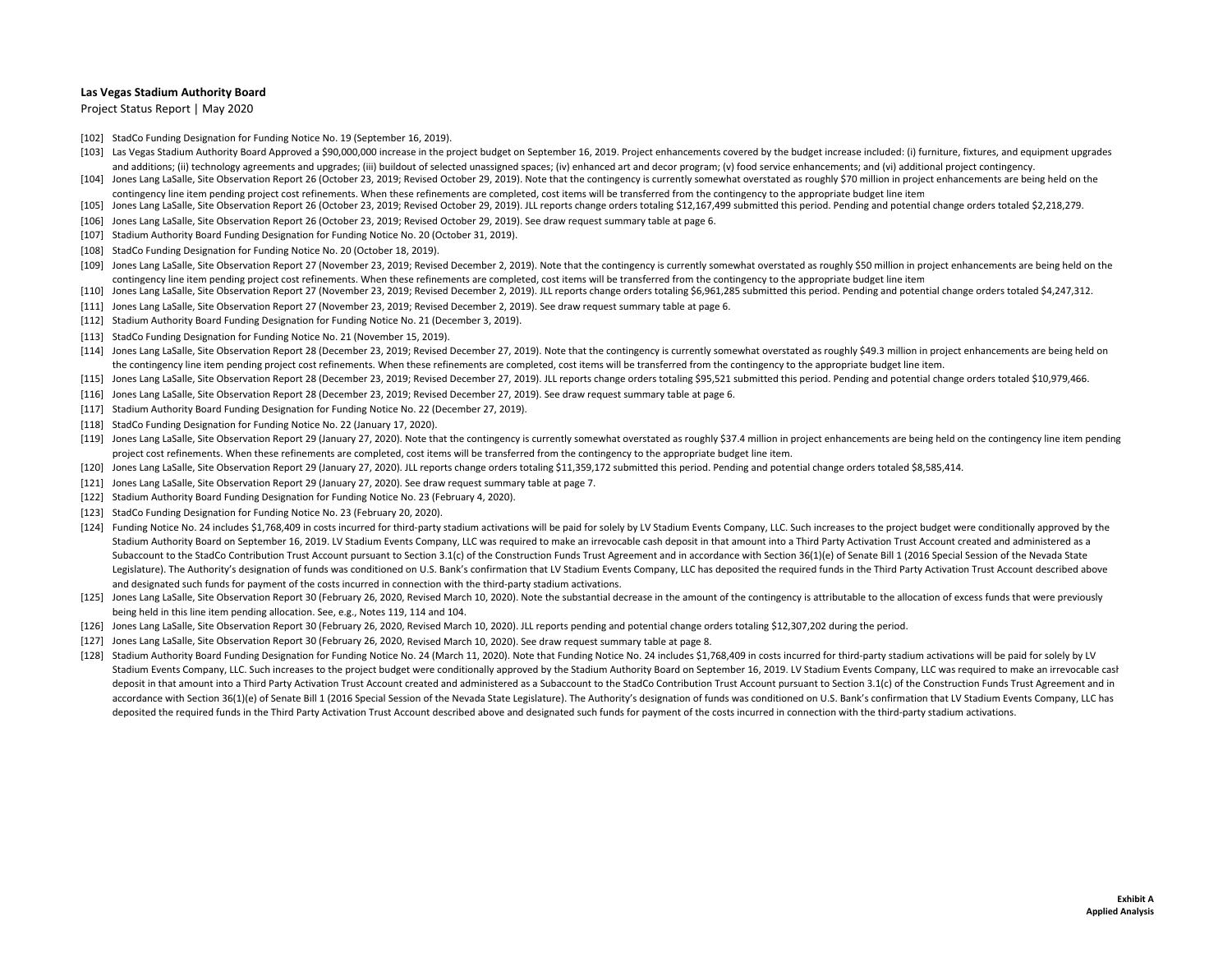**Las Vegas Stadium Authority Board**

Project Status Report | May 2020

[102] StadCo Funding Designation for Funding Notice No. 19 (September 16, 2019).

[103] Las Vegas Stadium Authority Board Approved a $90,000,000 increase in the project budget on September 16, 2019. Project enhancements covered by the budget increase included: (i) furniture, fixtures, and equipment upgrades and additions; (ii) technology agreements and upgrades; (iii) buildout of selected unassigned spaces; (iv) enhanced art and decor program; (v) food service enhancements; and (vi) additional project contingency.

[104] Jones Lang LaSalle, Site Observation Report 26 (October 23, 2019; Revised October 29, 2019). Note that the contingency is currently somewhat overstated as roughly $70 million in project enhancements are being held on the contingency line item pending project cost refinements. When these refinements are completed, cost items will be transferred from the contingency to the appropriate budget line item

[105] Jones Lang LaSalle, Site Observation Report 26 (October 23, 2019; Revised October 29, 2019). JLL reports change orders totaling $12,167,499 submitted this period. Pending and potential change orders totaled $2,218,279.

[106] Jones Lang LaSalle, Site Observation Report 26 (October 23, 2019; Revised October 29, 2019). See draw request summary table at page 6.

[107] Stadium Authority Board Funding Designation for Funding Notice No. 20 (October 31, 2019).

[108] StadCo Funding Designation for Funding Notice No. 20 (October 18, 2019).

[109] Jones Lang LaSalle, Site Observation Report 27 (November 23, 2019; Revised December 2, 2019). Note that the contingency is currently somewhat overstated as roughly $50 million in project enhancements are being held on the contingency line item pending project cost refinements. When these refinements are completed, cost items will be transferred from the contingency to the appropriate budget line item

[110] Jones Lang LaSalle, Site Observation Report 27 (November 23, 2019; Revised December 2, 2019). JLL reports change orders totaling $6,961,285 submitted this period. Pending and potential change orders totaled $4,247,312.

[111] Jones Lang LaSalle, Site Observation Report 27 (November 23, 2019; Revised December 2, 2019). See draw request summary table at page 6.

[112] Stadium Authority Board Funding Designation for Funding Notice No. 21 (December 3, 2019).

[113] StadCo Funding Designation for Funding Notice No. 21 (November 15, 2019).

[114] Jones Lang LaSalle, Site Observation Report 28 (December 23, 2019; Revised December 27, 2019). Note that the contingency is currently somewhat overstated as roughly $49.3 million in project enhancements are being held on the contingency line item pending project cost refinements. When these refinements are completed, cost items will be transferred from the contingency to the appropriate budget line item.

[115] Jones Lang LaSalle, Site Observation Report 28 (December 23, 2019; Revised December 27, 2019). JLL reports change orders totaling $95,521 submitted this period. Pending and potential change orders totaled $10,979,466.

[116] Jones Lang LaSalle, Site Observation Report 28 (December 23, 2019; Revised December 27, 2019). See draw request summary table at page 6.

[117] Stadium Authority Board Funding Designation for Funding Notice No. 22 (December 27, 2019).

[118] StadCo Funding Designation for Funding Notice No. 22 (January 17, 2020).

[119] Jones Lang LaSalle, Site Observation Report 29 (January 27, 2020). Note that the contingency is currently somewhat overstated as roughly $37.4 million in project enhancements are being held on the contingency line item pending project cost refinements. When these refinements are completed, cost items will be transferred from the contingency to the appropriate budget line item.

[120] Jones Lang LaSalle, Site Observation Report 29 (January 27, 2020). JLL reports change orders totaling $11,359,172 submitted this period. Pending and potential change orders totaled $8,585,414.

[121] Jones Lang LaSalle, Site Observation Report 29 (January 27, 2020). See draw request summary table at page 7.

[122] Stadium Authority Board Funding Designation for Funding Notice No. 23 (February 4, 2020).

[123] StadCo Funding Designation for Funding Notice No. 23 (February 20, 2020).

[124] Funding Notice No. 24 includes $1,768,409 in costs incurred for third-party stadium activations will be paid for solely by LV Stadium Events Company, LLC. Such increases to the project budget were conditionally approved by the Stadium Authority Board on September 16, 2019. LV Stadium Events Company, LLC was required to make an irrevocable cash deposit in that amount into a Third Party Activation Trust Account created and administered as a Subaccount to the StadCo Contribution Trust Account pursuant to Section 3.1(c) of the Construction Funds Trust Agreement and in accordance with Section 36(1)(e) of Senate Bill 1 (2016 Special Session of the Nevada State Legislature). The Authority's designation of funds was conditioned on U.S. Bank's confirmation that LV Stadium Events Company, LLC has deposited the required funds in the Third Party Activation Trust Account described above and designated such funds for payment of the costs incurred in connection with the third-party stadium activations.

[125] Jones Lang LaSalle, Site Observation Report 30 (February 26, 2020, Revised March 10, 2020). Note the substantial decrease in the amount of the contingency is attributable to the allocation of excess funds that were previously being held in this line item pending allocation. See, e.g., Notes 119, 114 and 104.

[126] Jones Lang LaSalle, Site Observation Report 30 (February 26, 2020, Revised March 10, 2020). JLL reports pending and potential change orders totaling $12,307,202 during the period.

[127] Jones Lang LaSalle, Site Observation Report 30 (February 26, 2020, Revised March 10, 2020). See draw request summary table at page 8.

[128] Stadium Authority Board Funding Designation for Funding Notice No. 24 (March 11, 2020). Note that Funding Notice No. 24 includes $1,768,409 in costs incurred for third-party stadium activations will be paid for solely by LV Stadium Events Company, LLC. Such increases to the project budget were conditionally approved by the Stadium Authority Board on September 16, 2019. LV Stadium Events Company, LLC was required to make an irrevocable cash deposit in that amount into a Third Party Activation Trust Account created and administered as a Subaccount to the StadCo Contribution Trust Account pursuant to Section 3.1(c) of the Construction Funds Trust Agreement and in accordance with Section 36(1)(e) of Senate Bill 1 (2016 Special Session of the Nevada State Legislature). The Authority's designation of funds was conditioned on U.S. Bank's confirmation that LV Stadium Events Company, LLC has deposited the required funds in the Third Party Activation Trust Account described above and designated such funds for payment of the costs incurred in connection with the third-party stadium activations.

**Exhibit A**
**Applied Analysis**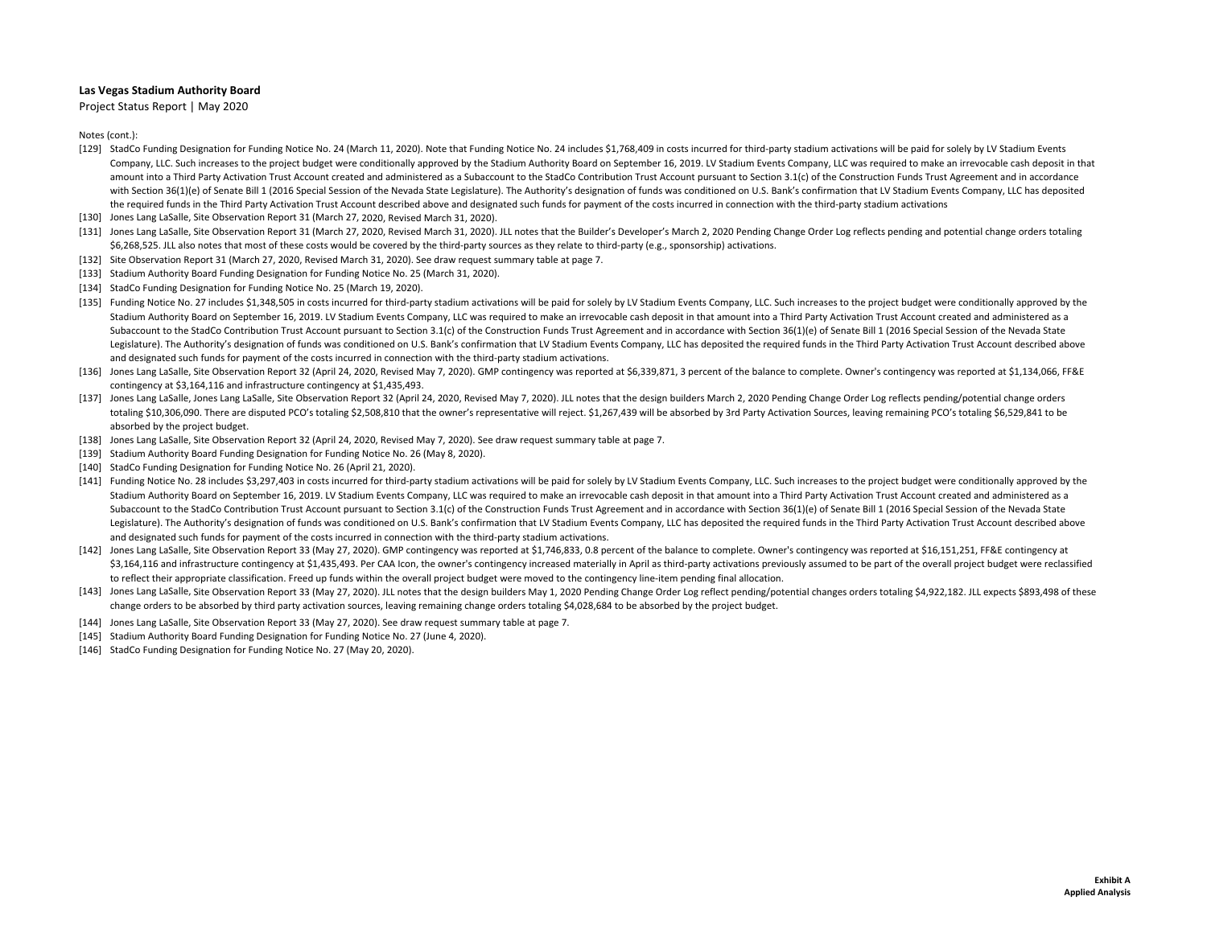**Las Vegas Stadium Authority Board**

Project Status Report | May 2020

Notes (cont.):

[129] StadCo Funding Designation for Funding Notice No. 24 (March 11, 2020). Note that Funding Notice No. 24 includes $1,768,409 in costs incurred for third-party stadium activations will be paid for solely by LV Stadium Events Company, LLC. Such increases to the project budget were conditionally approved by the Stadium Authority Board on September 16, 2019. LV Stadium Events Company, LLC was required to make an irrevocable cash deposit in that amount into a Third Party Activation Trust Account created and administered as a Subaccount to the StadCo Contribution Trust Account pursuant to Section 3.1(c) of the Construction Funds Trust Agreement and in accordance with Section 36(1)(e) of Senate Bill 1 (2016 Special Session of the Nevada State Legislature). The Authority's designation of funds was conditioned on U.S. Bank's confirmation that LV Stadium Events Company, LLC has deposited the required funds in the Third Party Activation Trust Account described above and designated such funds for payment of the costs incurred in connection with the third-party stadium activations

[130] Jones Lang LaSalle, Site Observation Report 31 (March 27, 2020, Revised March 31, 2020).

[131] Jones Lang LaSalle, Site Observation Report 31 (March 27, 2020, Revised March 31, 2020). JLL notes that the Builder's Developer's March 2, 2020 Pending Change Order Log reflects pending and potential change orders totaling $6,268,525. JLL also notes that most of these costs would be covered by the third-party sources as they relate to third-party (e.g., sponsorship) activations.

[132] Site Observation Report 31 (March 27, 2020, Revised March 31, 2020). See draw request summary table at page 7.

[133] Stadium Authority Board Funding Designation for Funding Notice No. 25 (March 31, 2020).

[134] StadCo Funding Designation for Funding Notice No. 25 (March 19, 2020).

[135] Funding Notice No. 27 includes $1,348,505 in costs incurred for third-party stadium activations will be paid for solely by LV Stadium Events Company, LLC. Such increases to the project budget were conditionally approved by the Stadium Authority Board on September 16, 2019. LV Stadium Events Company, LLC was required to make an irrevocable cash deposit in that amount into a Third Party Activation Trust Account created and administered as a Subaccount to the StadCo Contribution Trust Account pursuant to Section 3.1(c) of the Construction Funds Trust Agreement and in accordance with Section 36(1)(e) of Senate Bill 1 (2016 Special Session of the Nevada State Legislature). The Authority's designation of funds was conditioned on U.S. Bank's confirmation that LV Stadium Events Company, LLC has deposited the required funds in the Third Party Activation Trust Account described above and designated such funds for payment of the costs incurred in connection with the third-party stadium activations.

[136] Jones Lang LaSalle, Site Observation Report 32 (April 24, 2020, Revised May 7, 2020). GMP contingency was reported at $6,339,871, 3 percent of the balance to complete. Owner's contingency was reported at $1,134,066, FF&E contingency at $3,164,116 and infrastructure contingency at $1,435,493.

[137] Jones Lang LaSalle, Jones Lang LaSalle, Site Observation Report 32 (April 24, 2020, Revised May 7, 2020). JLL notes that the design builders March 2, 2020 Pending Change Order Log reflects pending/potential change orders totaling $10,306,090. There are disputed PCO's totaling $2,508,810 that the owner's representative will reject. $1,267,439 will be absorbed by 3rd Party Activation Sources, leaving remaining PCO's totaling $6,529,841 to be absorbed by the project budget.

[138] Jones Lang LaSalle, Site Observation Report 32 (April 24, 2020, Revised May 7, 2020). See draw request summary table at page 7.

[139] Stadium Authority Board Funding Designation for Funding Notice No. 26 (May 8, 2020).

[140] StadCo Funding Designation for Funding Notice No. 26 (April 21, 2020).

[141] Funding Notice No. 28 includes $3,297,403 in costs incurred for third-party stadium activations will be paid for solely by LV Stadium Events Company, LLC. Such increases to the project budget were conditionally approved by the Stadium Authority Board on September 16, 2019. LV Stadium Events Company, LLC was required to make an irrevocable cash deposit in that amount into a Third Party Activation Trust Account created and administered as a Subaccount to the StadCo Contribution Trust Account pursuant to Section 3.1(c) of the Construction Funds Trust Agreement and in accordance with Section 36(1)(e) of Senate Bill 1 (2016 Special Session of the Nevada State Legislature). The Authority's designation of funds was conditioned on U.S. Bank's confirmation that LV Stadium Events Company, LLC has deposited the required funds in the Third Party Activation Trust Account described above and designated such funds for payment of the costs incurred in connection with the third-party stadium activations.

[142] Jones Lang LaSalle, Site Observation Report 33 (May 27, 2020). GMP contingency was reported at $1,746,833, 0.8 percent of the balance to complete. Owner's contingency was reported at $16,151,251, FF&E contingency at $3,164,116 and infrastructure contingency at $1,435,493. Per CAA Icon, the owner's contingency increased materially in April as third-party activations previously assumed to be part of the overall project budget were reclassified to reflect their appropriate classification. Freed up funds within the overall project budget were moved to the contingency line-item pending final allocation.

[143] Jones Lang LaSalle, Site Observation Report 33 (May 27, 2020). JLL notes that the design builders May 1, 2020 Pending Change Order Log reflect pending/potential changes orders totaling $4,922,182. JLL expects $893,498 of these change orders to be absorbed by third party activation sources, leaving remaining change orders totaling $4,028,684 to be absorbed by the project budget.

[144] Jones Lang LaSalle, Site Observation Report 33 (May 27, 2020). See draw request summary table at page 7.

[145] Stadium Authority Board Funding Designation for Funding Notice No. 27 (June 4, 2020).

[146] StadCo Funding Designation for Funding Notice No. 27 (May 20, 2020).

**Exhibit A**
**Applied Analysis**